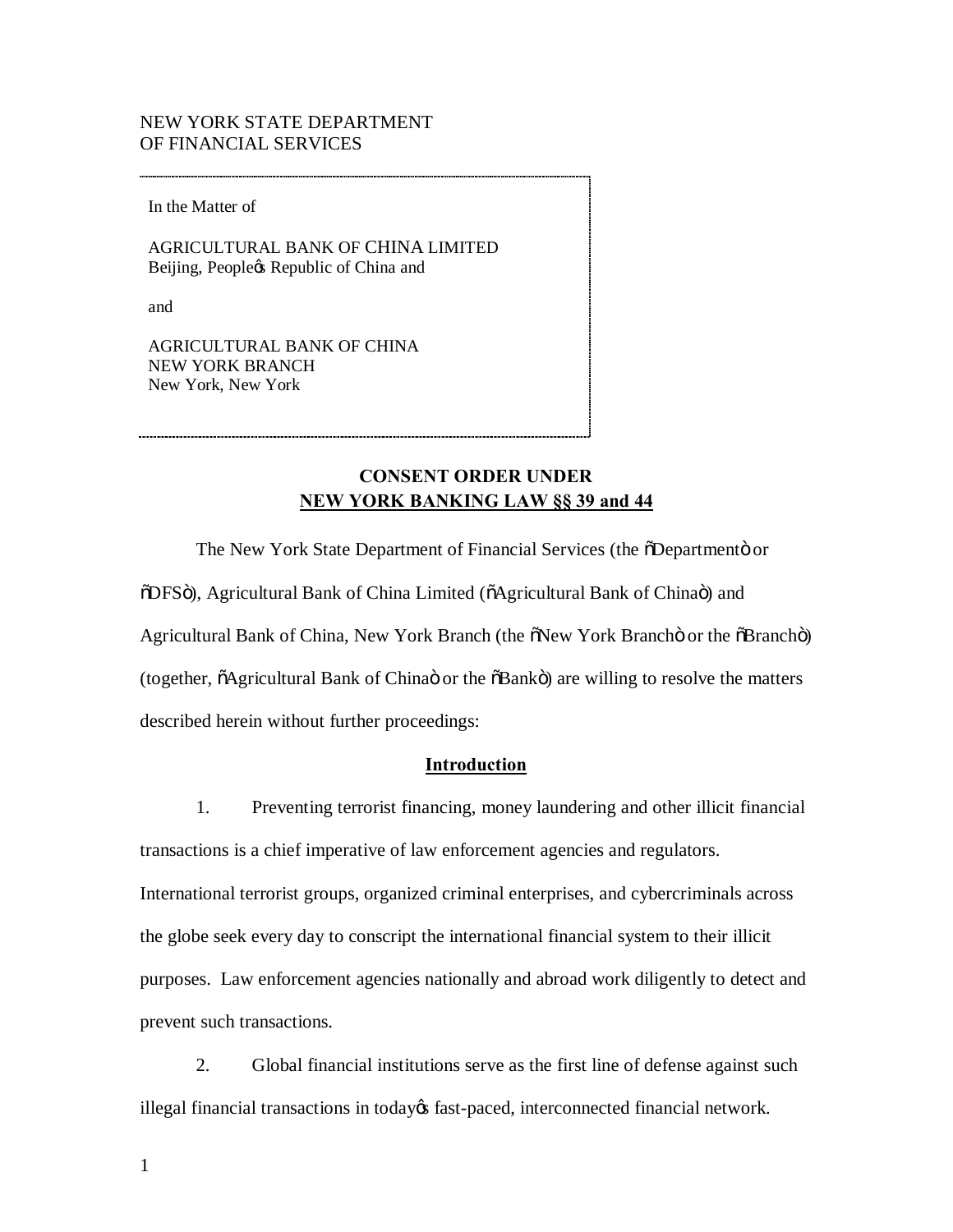NEW YORK STATE DEPARTMENT
OF FINANCIAL SERVICES

In the Matter of

AGRICULTURAL BANK OF CHINA LIMITED
Beijing, People's Republic of China and

and

AGRICULTURAL BANK OF CHINA
NEW YORK BRANCH
New York, New York

## CONSENT ORDER UNDER NEW YORK BANKING LAW §§ 39 and 44

The New York State Department of Financial Services (the "Department" or "DFS"), Agricultural Bank of China Limited ("Agricultural Bank of China") and Agricultural Bank of China, New York Branch (the "New York Branch" or the "Branch") (together, "Agricultural Bank of China" or the "Bank") are willing to resolve the matters described herein without further proceedings:

### Introduction

1. Preventing terrorist financing, money laundering and other illicit financial transactions is a chief imperative of law enforcement agencies and regulators. International terrorist groups, organized criminal enterprises, and cybercriminals across the globe seek every day to conscript the international financial system to their illicit purposes. Law enforcement agencies nationally and abroad work diligently to detect and prevent such transactions.

2. Global financial institutions serve as the first line of defense against such illegal financial transactions in today's fast-paced, interconnected financial network.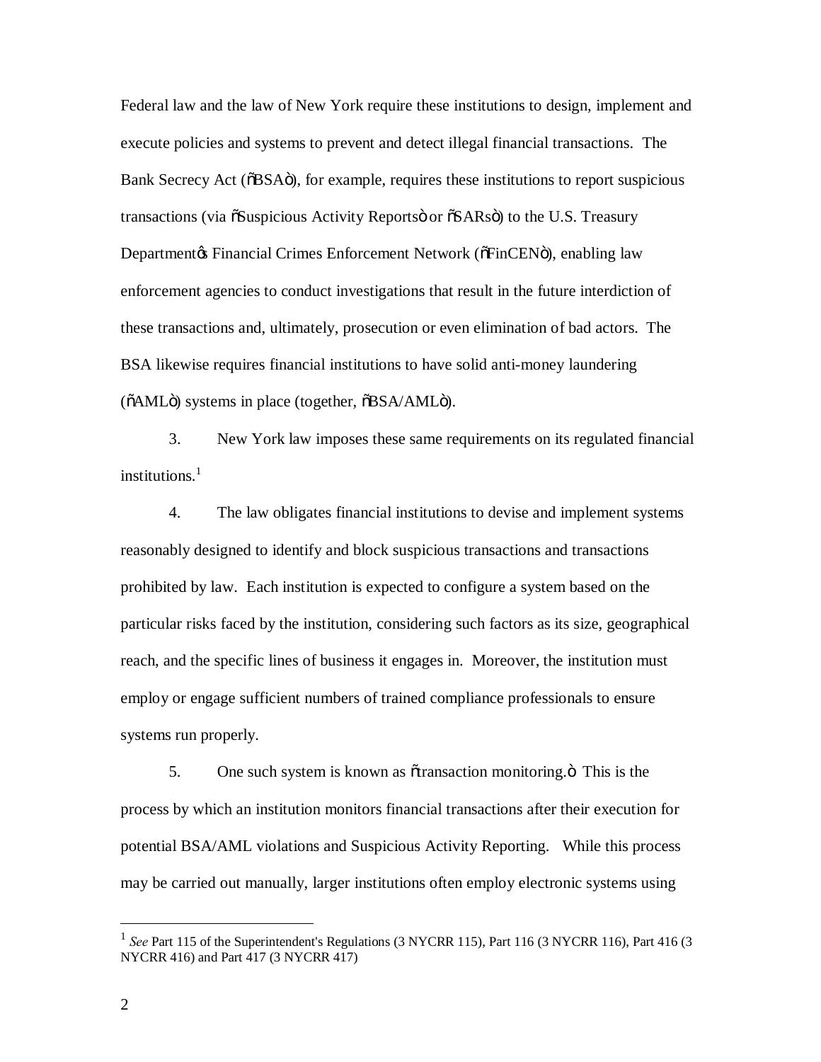Federal law and the law of New York require these institutions to design, implement and execute policies and systems to prevent and detect illegal financial transactions. The Bank Secrecy Act ("BSA"), for example, requires these institutions to report suspicious transactions (via "Suspicious Activity Reports" or "SARs") to the U.S. Treasury Department's Financial Crimes Enforcement Network ("FinCEN"), enabling law enforcement agencies to conduct investigations that result in the future interdiction of these transactions and, ultimately, prosecution or even elimination of bad actors. The BSA likewise requires financial institutions to have solid anti-money laundering ("AML") systems in place (together, "BSA/AML").

3. New York law imposes these same requirements on its regulated financial institutions.[1]

4. The law obligates financial institutions to devise and implement systems reasonably designed to identify and block suspicious transactions and transactions prohibited by law. Each institution is expected to configure a system based on the particular risks faced by the institution, considering such factors as its size, geographical reach, and the specific lines of business it engages in. Moreover, the institution must employ or engage sufficient numbers of trained compliance professionals to ensure systems run properly.

5. One such system is known as "transaction monitoring." This is the process by which an institution monitors financial transactions after their execution for potential BSA/AML violations and Suspicious Activity Reporting. While this process may be carried out manually, larger institutions often employ electronic systems using

---

[1] *See* Part 115 of the Superintendent's Regulations (3 NYCRR 115), Part 116 (3 NYCRR 116), Part 416 (3 NYCRR 416) and Part 417 (3 NYCRR 417)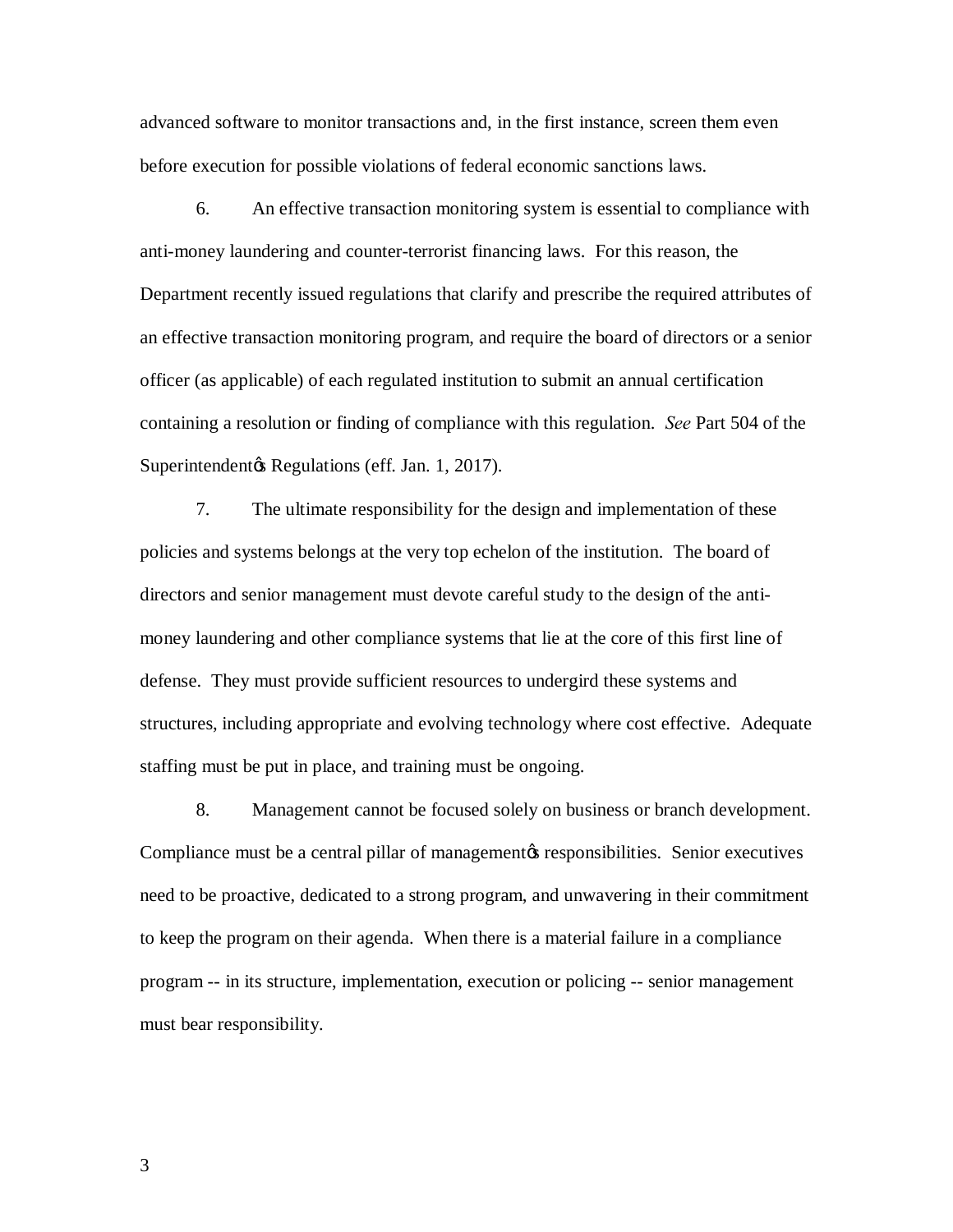advanced software to monitor transactions and, in the first instance, screen them even before execution for possible violations of federal economic sanctions laws.

6. An effective transaction monitoring system is essential to compliance with anti-money laundering and counter-terrorist financing laws. For this reason, the Department recently issued regulations that clarify and prescribe the required attributes of an effective transaction monitoring program, and require the board of directors or a senior officer (as applicable) of each regulated institution to submit an annual certification containing a resolution or finding of compliance with this regulation. *See* Part 504 of the Superintendent's Regulations (eff. Jan. 1, 2017).

7. The ultimate responsibility for the design and implementation of these policies and systems belongs at the very top echelon of the institution. The board of directors and senior management must devote careful study to the design of the anti-money laundering and other compliance systems that lie at the core of this first line of defense. They must provide sufficient resources to undergird these systems and structures, including appropriate and evolving technology where cost effective. Adequate staffing must be put in place, and training must be ongoing.

8. Management cannot be focused solely on business or branch development. Compliance must be a central pillar of management's responsibilities. Senior executives need to be proactive, dedicated to a strong program, and unwavering in their commitment to keep the program on their agenda. When there is a material failure in a compliance program -- in its structure, implementation, execution or policing -- senior management must bear responsibility.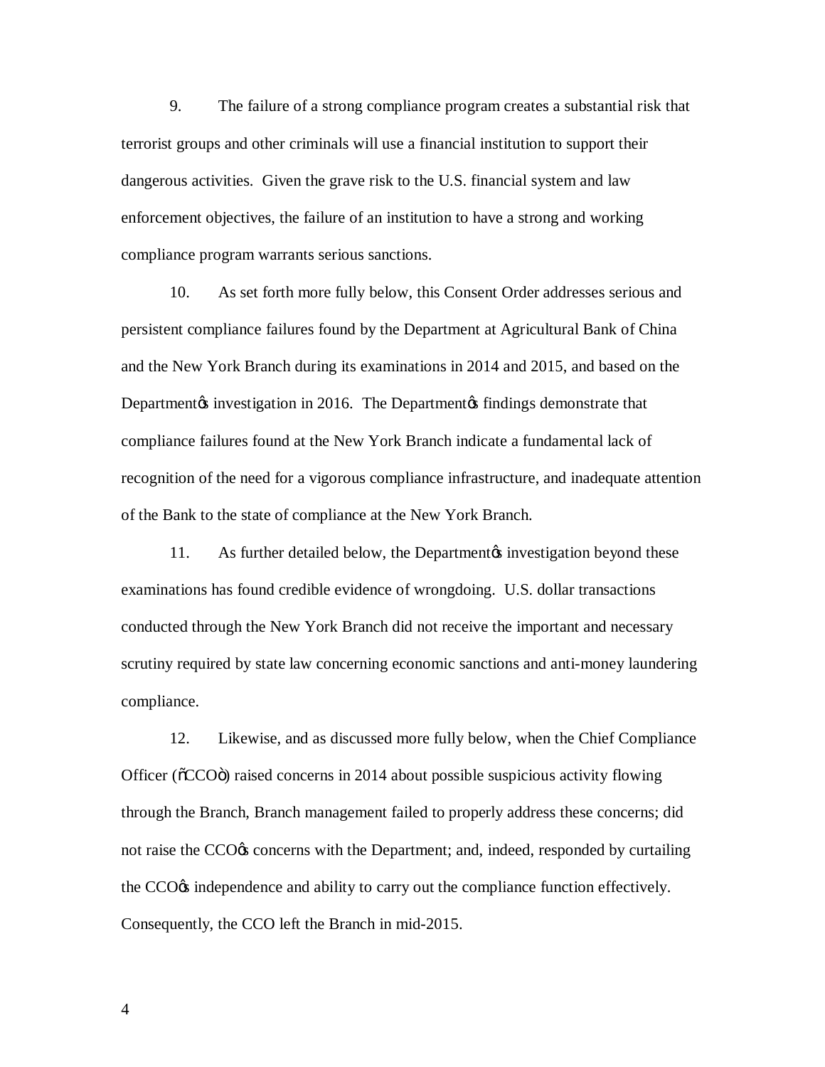9. The failure of a strong compliance program creates a substantial risk that terrorist groups and other criminals will use a financial institution to support their dangerous activities. Given the grave risk to the U.S. financial system and law enforcement objectives, the failure of an institution to have a strong and working compliance program warrants serious sanctions.

10. As set forth more fully below, this Consent Order addresses serious and persistent compliance failures found by the Department at Agricultural Bank of China and the New York Branch during its examinations in 2014 and 2015, and based on the Department's investigation in 2016. The Department's findings demonstrate that compliance failures found at the New York Branch indicate a fundamental lack of recognition of the need for a vigorous compliance infrastructure, and inadequate attention of the Bank to the state of compliance at the New York Branch.

11. As further detailed below, the Department's investigation beyond these examinations has found credible evidence of wrongdoing. U.S. dollar transactions conducted through the New York Branch did not receive the important and necessary scrutiny required by state law concerning economic sanctions and anti-money laundering compliance.

12. Likewise, and as discussed more fully below, when the Chief Compliance Officer ("CCO") raised concerns in 2014 about possible suspicious activity flowing through the Branch, Branch management failed to properly address these concerns; did not raise the CCO's concerns with the Department; and, indeed, responded by curtailing the CCO's independence and ability to carry out the compliance function effectively. Consequently, the CCO left the Branch in mid-2015.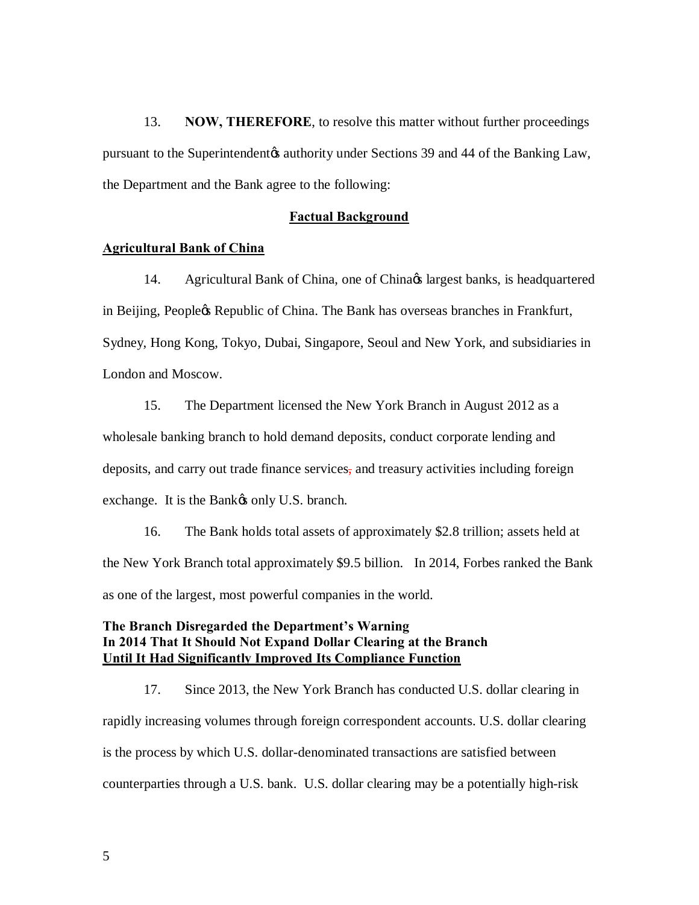13. **NOW, THEREFORE**, to resolve this matter without further proceedings pursuant to the Superintendent's authority under Sections 39 and 44 of the Banking Law, the Department and the Bank agree to the following:

## Factual Background

### Agricultural Bank of China

14. Agricultural Bank of China, one of China's largest banks, is headquartered in Beijing, People's Republic of China. The Bank has overseas branches in Frankfurt, Sydney, Hong Kong, Tokyo, Dubai, Singapore, Seoul and New York, and subsidiaries in London and Moscow.

15. The Department licensed the New York Branch in August 2012 as a wholesale banking branch to hold demand deposits, conduct corporate lending and deposits, and carry out trade finance services, and treasury activities including foreign exchange. It is the Bank's only U.S. branch.

16. The Bank holds total assets of approximately $2.8 trillion; assets held at the New York Branch total approximately $9.5 billion. In 2014, Forbes ranked the Bank as one of the largest, most powerful companies in the world.

### The Branch Disregarded the Department's Warning In 2014 That It Should Not Expand Dollar Clearing at the Branch Until It Had Significantly Improved Its Compliance Function

17. Since 2013, the New York Branch has conducted U.S. dollar clearing in rapidly increasing volumes through foreign correspondent accounts. U.S. dollar clearing is the process by which U.S. dollar-denominated transactions are satisfied between counterparties through a U.S. bank. U.S. dollar clearing may be a potentially high-risk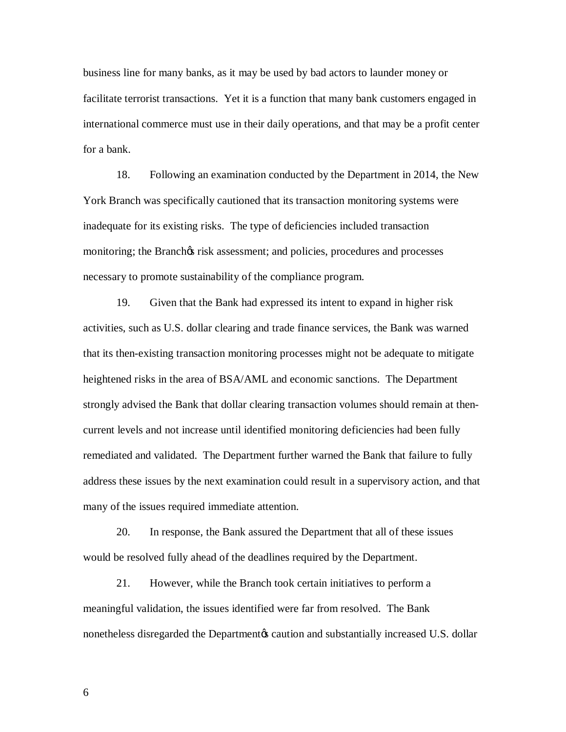business line for many banks, as it may be used by bad actors to launder money or facilitate terrorist transactions. Yet it is a function that many bank customers engaged in international commerce must use in their daily operations, and that may be a profit center for a bank.

18. Following an examination conducted by the Department in 2014, the New York Branch was specifically cautioned that its transaction monitoring systems were inadequate for its existing risks. The type of deficiencies included transaction monitoring; the Branch's risk assessment; and policies, procedures and processes necessary to promote sustainability of the compliance program.

19. Given that the Bank had expressed its intent to expand in higher risk activities, such as U.S. dollar clearing and trade finance services, the Bank was warned that its then-existing transaction monitoring processes might not be adequate to mitigate heightened risks in the area of BSA/AML and economic sanctions. The Department strongly advised the Bank that dollar clearing transaction volumes should remain at then-current levels and not increase until identified monitoring deficiencies had been fully remediated and validated. The Department further warned the Bank that failure to fully address these issues by the next examination could result in a supervisory action, and that many of the issues required immediate attention.

20. In response, the Bank assured the Department that all of these issues would be resolved fully ahead of the deadlines required by the Department.

21. However, while the Branch took certain initiatives to perform a meaningful validation, the issues identified were far from resolved. The Bank nonetheless disregarded the Department's caution and substantially increased U.S. dollar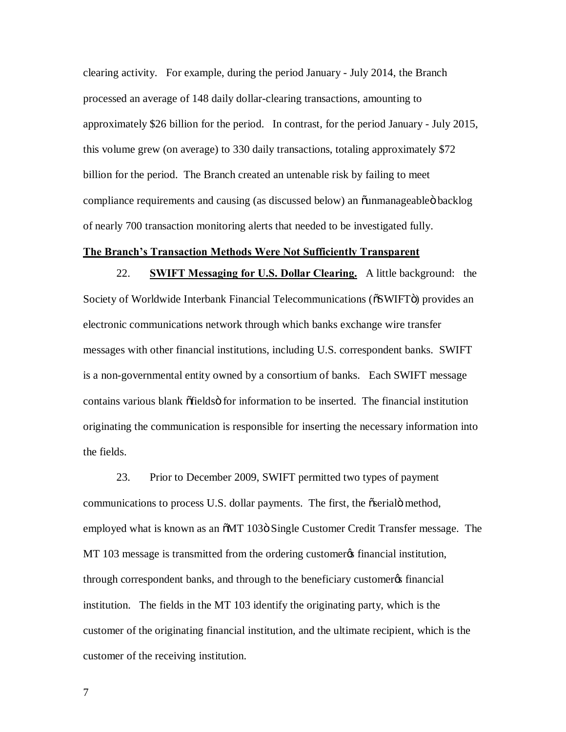clearing activity. For example, during the period January - July 2014, the Branch processed an average of 148 daily dollar-clearing transactions, amounting to approximately $26 billion for the period. In contrast, for the period January - July 2015, this volume grew (on average) to 330 daily transactions, totaling approximately $72 billion for the period. The Branch created an untenable risk by failing to meet compliance requirements and causing (as discussed below) an "unmanageable" backlog of nearly 700 transaction monitoring alerts that needed to be investigated fully.

**The Branch's Transaction Methods Were Not Sufficiently Transparent**

22. **SWIFT Messaging for U.S. Dollar Clearing.** A little background: the Society of Worldwide Interbank Financial Telecommunications ("SWIFT") provides an electronic communications network through which banks exchange wire transfer messages with other financial institutions, including U.S. correspondent banks. SWIFT is a non-governmental entity owned by a consortium of banks. Each SWIFT message contains various blank "fields" for information to be inserted. The financial institution originating the communication is responsible for inserting the necessary information into the fields.

23. Prior to December 2009, SWIFT permitted two types of payment communications to process U.S. dollar payments. The first, the "serial" method, employed what is known as an "MT 103" Single Customer Credit Transfer message. The MT 103 message is transmitted from the ordering customer's financial institution, through correspondent banks, and through to the beneficiary customer's financial institution. The fields in the MT 103 identify the originating party, which is the customer of the originating financial institution, and the ultimate recipient, which is the customer of the receiving institution.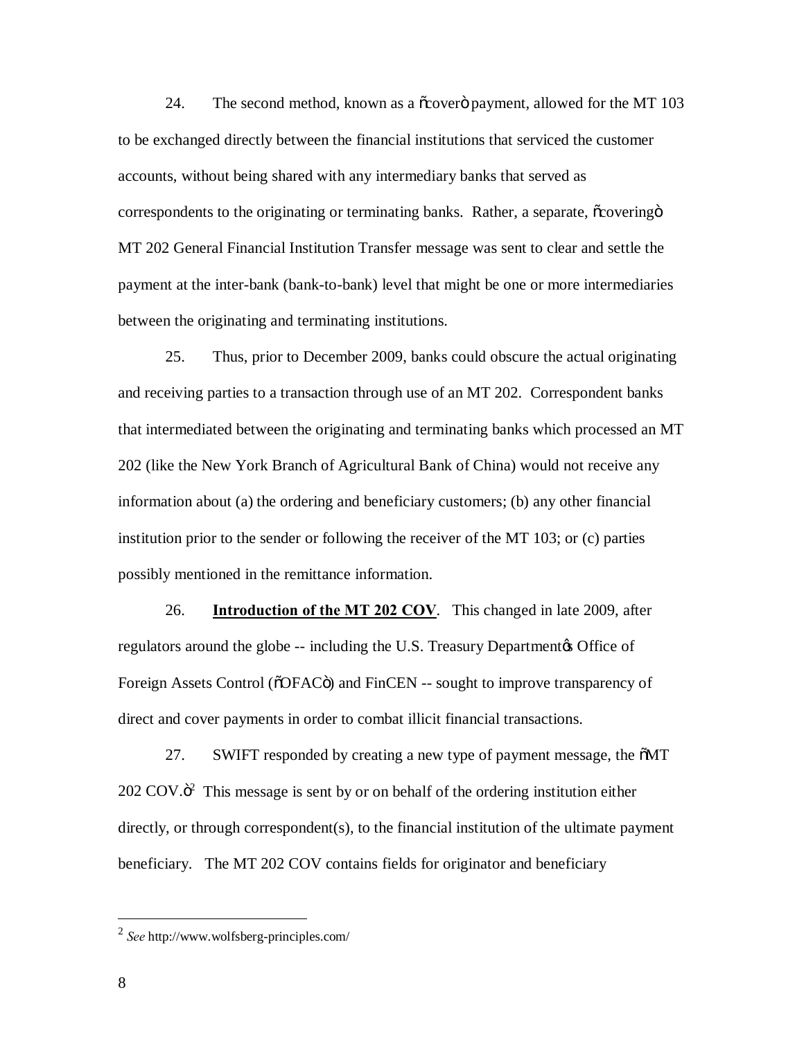24. The second method, known as a "cover" payment, allowed for the MT 103 to be exchanged directly between the financial institutions that serviced the customer accounts, without being shared with any intermediary banks that served as correspondents to the originating or terminating banks. Rather, a separate, "covering" MT 202 General Financial Institution Transfer message was sent to clear and settle the payment at the inter-bank (bank-to-bank) level that might be one or more intermediaries between the originating and terminating institutions.

25. Thus, prior to December 2009, banks could obscure the actual originating and receiving parties to a transaction through use of an MT 202. Correspondent banks that intermediated between the originating and terminating banks which processed an MT 202 (like the New York Branch of Agricultural Bank of China) would not receive any information about (a) the ordering and beneficiary customers; (b) any other financial institution prior to the sender or following the receiver of the MT 103; or (c) parties possibly mentioned in the remittance information.

26. **Introduction of the MT 202 COV**. This changed in late 2009, after regulators around the globe -- including the U.S. Treasury Department's Office of Foreign Assets Control ("OFAC") and FinCEN -- sought to improve transparency of direct and cover payments in order to combat illicit financial transactions.

27. SWIFT responded by creating a new type of payment message, the "MT 202 COV."[2] This message is sent by or on behalf of the ordering institution either directly, or through correspondent(s), to the financial institution of the ultimate payment beneficiary. The MT 202 COV contains fields for originator and beneficiary

[2] *See* http://www.wolfsberg-principles.com/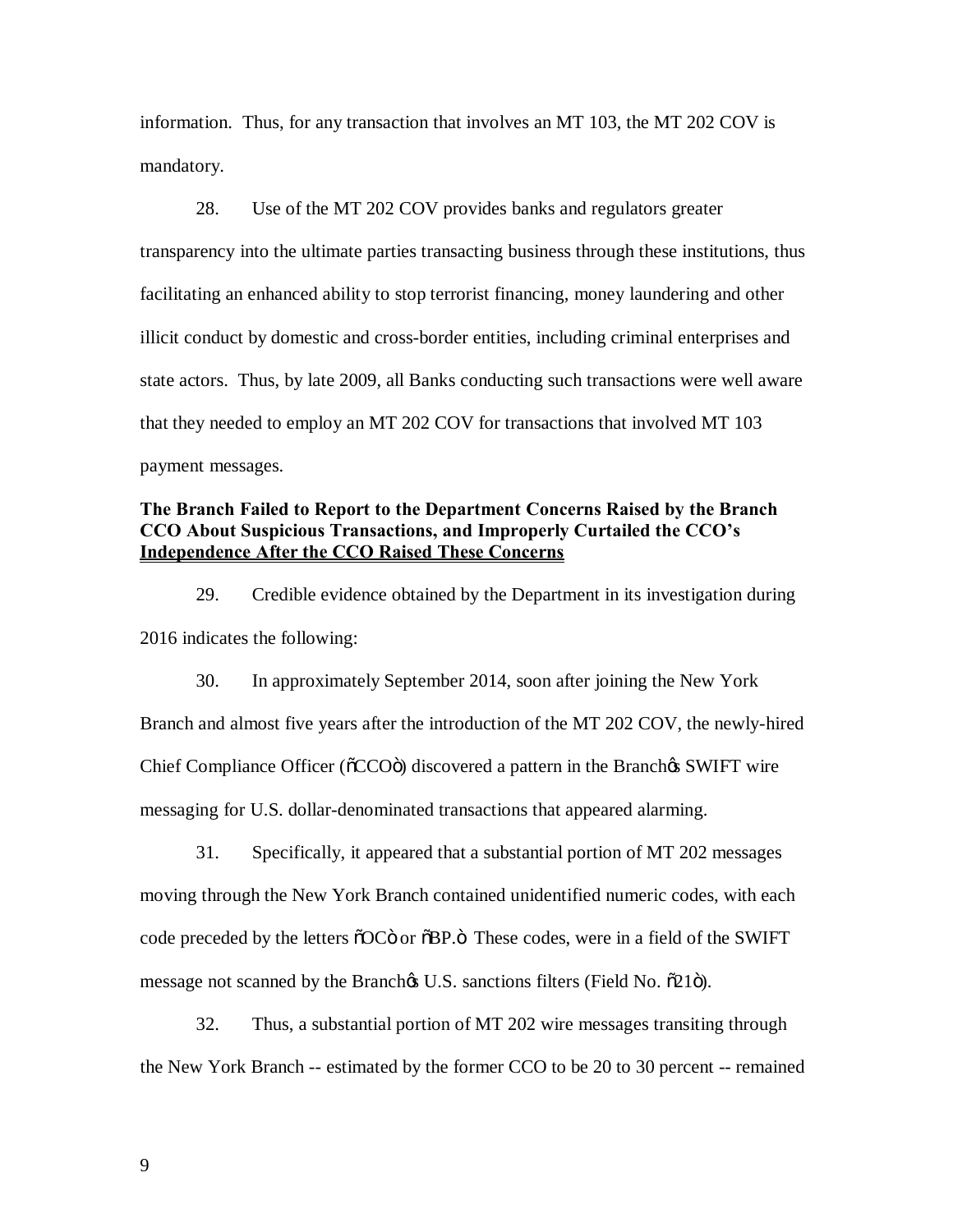information. Thus, for any transaction that involves an MT 103, the MT 202 COV is mandatory.

28. Use of the MT 202 COV provides banks and regulators greater transparency into the ultimate parties transacting business through these institutions, thus facilitating an enhanced ability to stop terrorist financing, money laundering and other illicit conduct by domestic and cross-border entities, including criminal enterprises and state actors. Thus, by late 2009, all Banks conducting such transactions were well aware that they needed to employ an MT 202 COV for transactions that involved MT 103 payment messages.

**The Branch Failed to Report to the Department Concerns Raised by the Branch CCO About Suspicious Transactions, and Improperly Curtailed the CCO's <u>Independence After the CCO Raised These Concerns</u>**

29. Credible evidence obtained by the Department in its investigation during 2016 indicates the following:

30. In approximately September 2014, soon after joining the New York Branch and almost five years after the introduction of the MT 202 COV, the newly-hired Chief Compliance Officer ("CCO") discovered a pattern in the Branch's SWIFT wire messaging for U.S. dollar-denominated transactions that appeared alarming.

31. Specifically, it appeared that a substantial portion of MT 202 messages moving through the New York Branch contained unidentified numeric codes, with each code preceded by the letters "OC" or "BP." These codes, were in a field of the SWIFT message not scanned by the Branch's U.S. sanctions filters (Field No. "21").

32. Thus, a substantial portion of MT 202 wire messages transiting through the New York Branch -- estimated by the former CCO to be 20 to 30 percent -- remained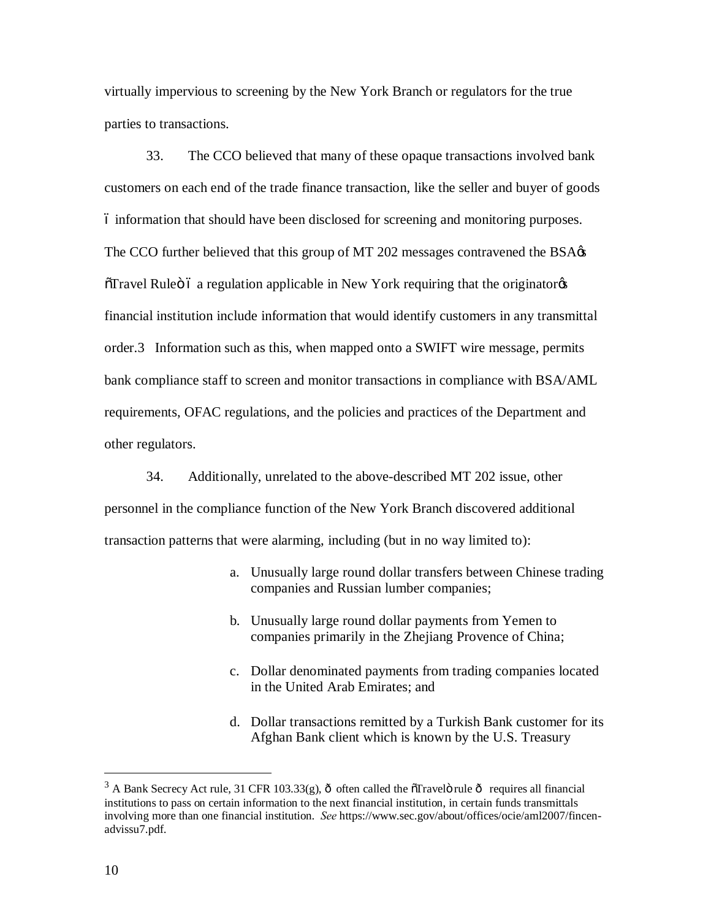virtually impervious to screening by the New York Branch or regulators for the true parties to transactions.

33. The CCO believed that many of these opaque transactions involved bank customers on each end of the trade finance transaction, like the seller and buyer of goods – information that should have been disclosed for screening and monitoring purposes. The CCO further believed that this group of MT 202 messages contravened the BSA's "Travel Rule" – a regulation applicable in New York requiring that the originator's financial institution include information that would identify customers in any transmittal order.[3] Information such as this, when mapped onto a SWIFT wire message, permits bank compliance staff to screen and monitor transactions in compliance with BSA/AML requirements, OFAC regulations, and the policies and practices of the Department and other regulators.

34. Additionally, unrelated to the above-described MT 202 issue, other personnel in the compliance function of the New York Branch discovered additional transaction patterns that were alarming, including (but in no way limited to):

a. Unusually large round dollar transfers between Chinese trading companies and Russian lumber companies;

b. Unusually large round dollar payments from Yemen to companies primarily in the Zhejiang Provence of China;

c. Dollar denominated payments from trading companies located in the United Arab Emirates; and

d. Dollar transactions remitted by a Turkish Bank customer for its Afghan Bank client which is known by the U.S. Treasury

---

[3] A Bank Secrecy Act rule, 31 CFR 103.33(g), — often called the "Travel" rule — requires all financial institutions to pass on certain information to the next financial institution, in certain funds transmittals involving more than one financial institution. *See* https://www.sec.gov/about/offices/ocie/aml2007/fincen-advissu7.pdf.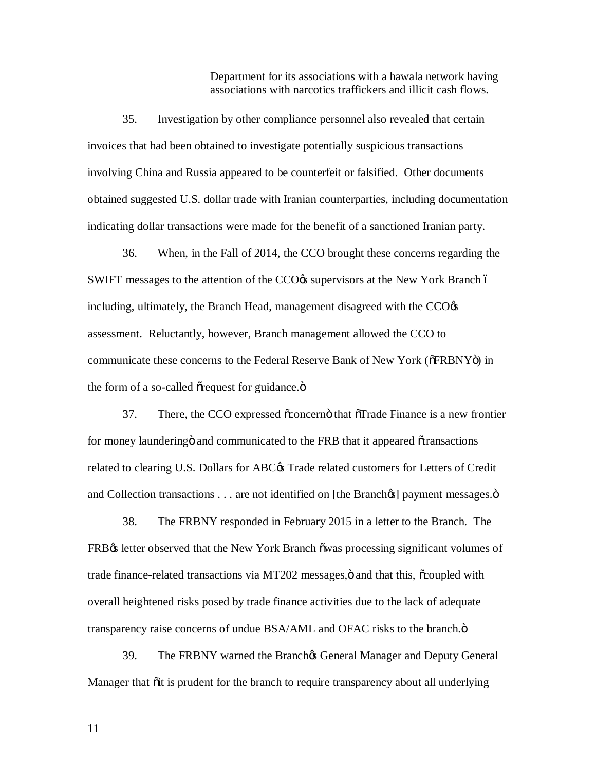> Department for its associations with a hawala network having associations with narcotics traffickers and illicit cash flows.

35. Investigation by other compliance personnel also revealed that certain invoices that had been obtained to investigate potentially suspicious transactions involving China and Russia appeared to be counterfeit or falsified. Other documents obtained suggested U.S. dollar trade with Iranian counterparties, including documentation indicating dollar transactions were made for the benefit of a sanctioned Iranian party.

36. When, in the Fall of 2014, the CCO brought these concerns regarding the SWIFT messages to the attention of the CCO's supervisors at the New York Branch – including, ultimately, the Branch Head, management disagreed with the CCO's assessment. Reluctantly, however, Branch management allowed the CCO to communicate these concerns to the Federal Reserve Bank of New York ("FRBNY") in the form of a so-called "request for guidance."

37. There, the CCO expressed "concern" that "Trade Finance is a new frontier for money laundering" and communicated to the FRB that it appeared "transactions related to clearing U.S. Dollars for ABC's Trade related customers for Letters of Credit and Collection transactions . . . are not identified on [the Branch's] payment messages."

38. The FRBNY responded in February 2015 in a letter to the Branch. The FRB's letter observed that the New York Branch "was processing significant volumes of trade finance-related transactions via MT202 messages," and that this, "coupled with overall heightened risks posed by trade finance activities due to the lack of adequate transparency raise concerns of undue BSA/AML and OFAC risks to the branch."

39. The FRBNY warned the Branch's General Manager and Deputy General Manager that "it is prudent for the branch to require transparency about all underlying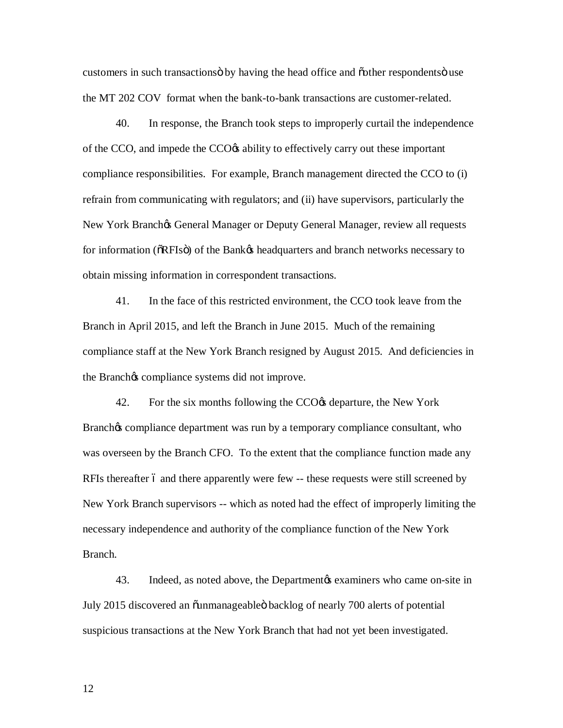customers in such transactions" by having the head office and "other respondents" use the MT 202 COV format when the bank-to-bank transactions are customer-related.

40. In response, the Branch took steps to improperly curtail the independence of the CCO, and impede the CCO's ability to effectively carry out these important compliance responsibilities. For example, Branch management directed the CCO to (i) refrain from communicating with regulators; and (ii) have supervisors, particularly the New York Branch's General Manager or Deputy General Manager, review all requests for information ("RFIs") of the Bank's headquarters and branch networks necessary to obtain missing information in correspondent transactions.

41. In the face of this restricted environment, the CCO took leave from the Branch in April 2015, and left the Branch in June 2015. Much of the remaining compliance staff at the New York Branch resigned by August 2015. And deficiencies in the Branch's compliance systems did not improve.

42. For the six months following the CCO's departure, the New York Branch's compliance department was run by a temporary compliance consultant, who was overseen by the Branch CFO. To the extent that the compliance function made any RFIs thereafter – and there apparently were few -- these requests were still screened by New York Branch supervisors -- which as noted had the effect of improperly limiting the necessary independence and authority of the compliance function of the New York Branch.

43. Indeed, as noted above, the Department's examiners who came on-site in July 2015 discovered an "unmanageable" backlog of nearly 700 alerts of potential suspicious transactions at the New York Branch that had not yet been investigated.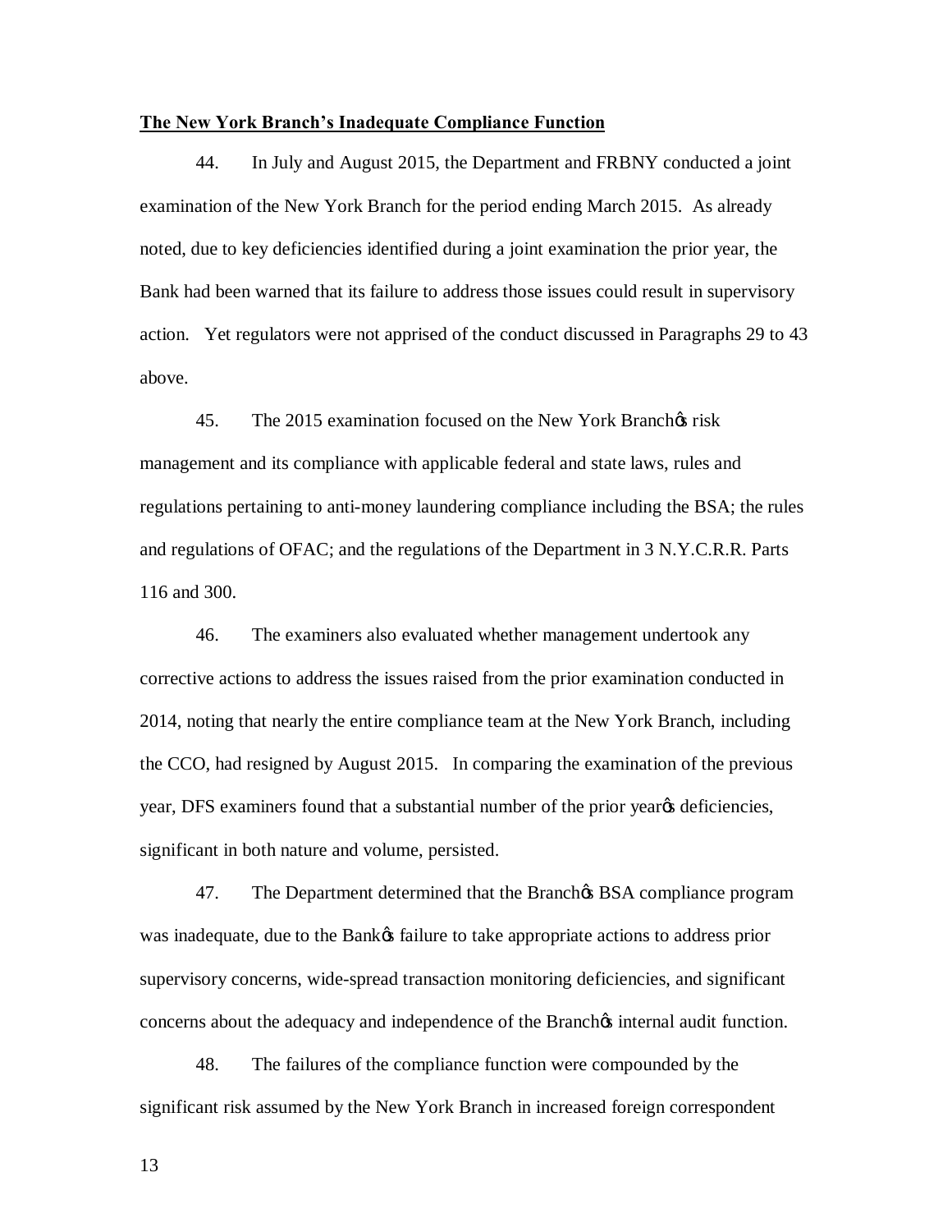**The New York Branch's Inadequate Compliance Function**

44. In July and August 2015, the Department and FRBNY conducted a joint examination of the New York Branch for the period ending March 2015. As already noted, due to key deficiencies identified during a joint examination the prior year, the Bank had been warned that its failure to address those issues could result in supervisory action. Yet regulators were not apprised of the conduct discussed in Paragraphs 29 to 43 above.

45. The 2015 examination focused on the New York Branch's risk management and its compliance with applicable federal and state laws, rules and regulations pertaining to anti-money laundering compliance including the BSA; the rules and regulations of OFAC; and the regulations of the Department in 3 N.Y.C.R.R. Parts 116 and 300.

46. The examiners also evaluated whether management undertook any corrective actions to address the issues raised from the prior examination conducted in 2014, noting that nearly the entire compliance team at the New York Branch, including the CCO, had resigned by August 2015. In comparing the examination of the previous year, DFS examiners found that a substantial number of the prior year's deficiencies, significant in both nature and volume, persisted.

47. The Department determined that the Branch's BSA compliance program was inadequate, due to the Bank's failure to take appropriate actions to address prior supervisory concerns, wide-spread transaction monitoring deficiencies, and significant concerns about the adequacy and independence of the Branch's internal audit function.

48. The failures of the compliance function were compounded by the significant risk assumed by the New York Branch in increased foreign correspondent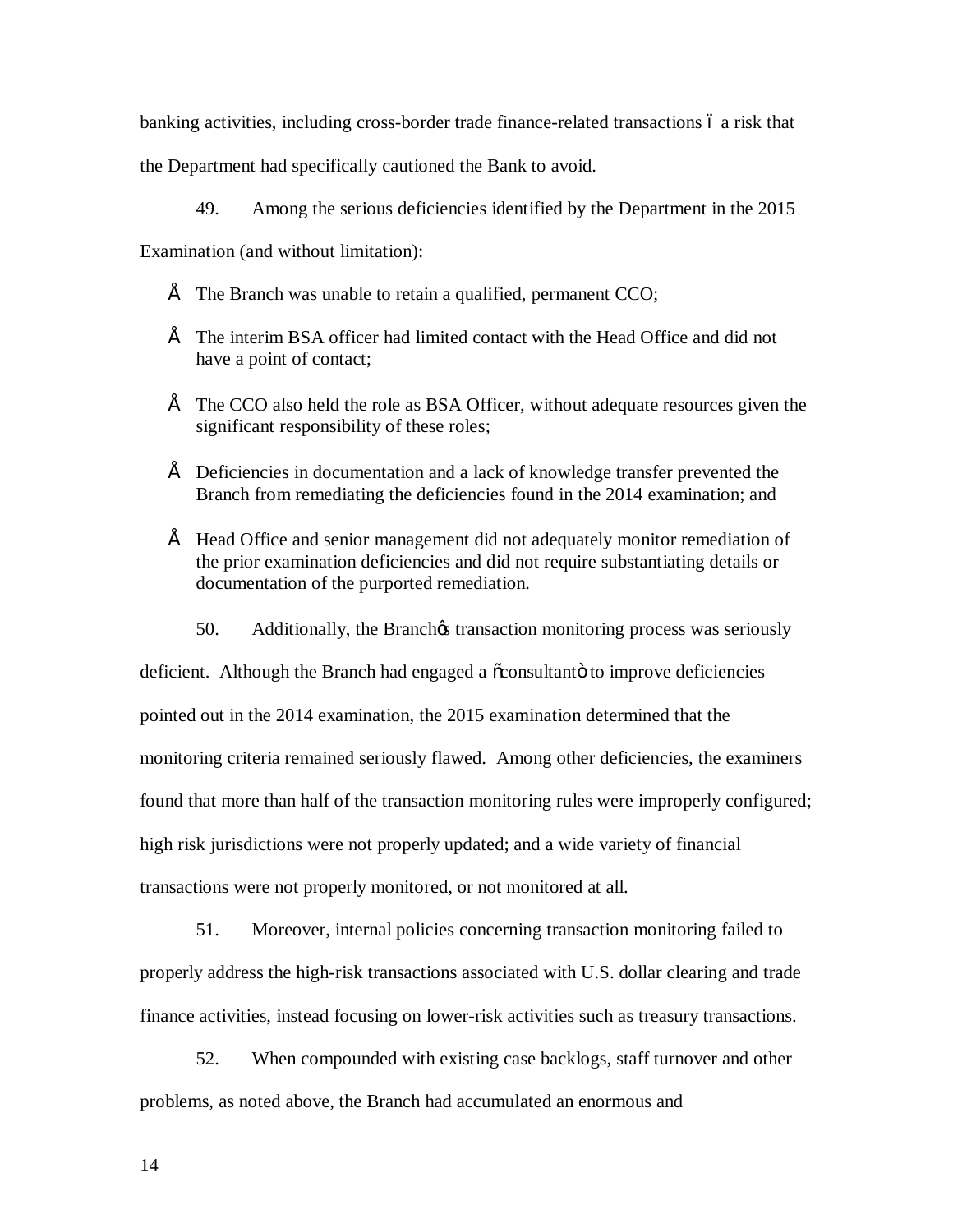banking activities, including cross-border trade finance-related transactions – a risk that the Department had specifically cautioned the Bank to avoid.

49. Among the serious deficiencies identified by the Department in the 2015 Examination (and without limitation):

- The Branch was unable to retain a qualified, permanent CCO;
- The interim BSA officer had limited contact with the Head Office and did not have a point of contact;
- The CCO also held the role as BSA Officer, without adequate resources given the significant responsibility of these roles;
- Deficiencies in documentation and a lack of knowledge transfer prevented the Branch from remediating the deficiencies found in the 2014 examination; and
- Head Office and senior management did not adequately monitor remediation of the prior examination deficiencies and did not require substantiating details or documentation of the purported remediation.

50. Additionally, the Branch's transaction monitoring process was seriously deficient. Although the Branch had engaged a "consultant" to improve deficiencies pointed out in the 2014 examination, the 2015 examination determined that the monitoring criteria remained seriously flawed. Among other deficiencies, the examiners found that more than half of the transaction monitoring rules were improperly configured; high risk jurisdictions were not properly updated; and a wide variety of financial transactions were not properly monitored, or not monitored at all.

51. Moreover, internal policies concerning transaction monitoring failed to properly address the high-risk transactions associated with U.S. dollar clearing and trade finance activities, instead focusing on lower-risk activities such as treasury transactions.

52. When compounded with existing case backlogs, staff turnover and other problems, as noted above, the Branch had accumulated an enormous and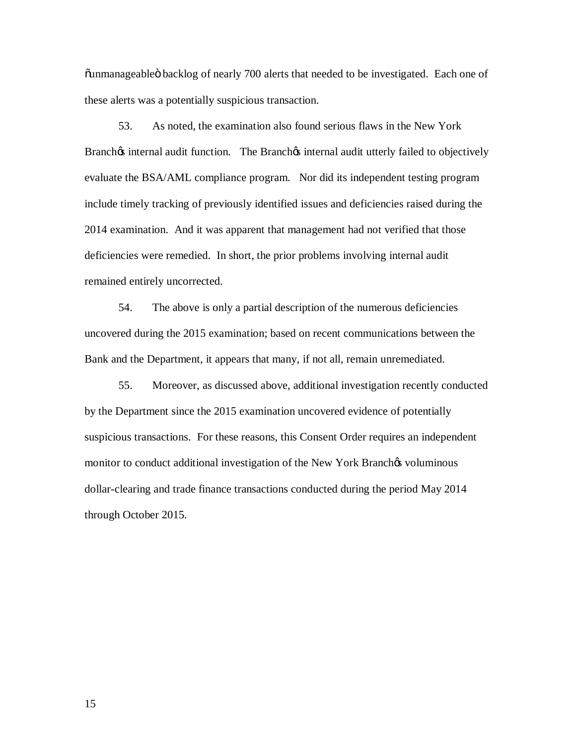"unmanageable" backlog of nearly 700 alerts that needed to be investigated. Each one of these alerts was a potentially suspicious transaction.

53. As noted, the examination also found serious flaws in the New York Branch's internal audit function. The Branch's internal audit utterly failed to objectively evaluate the BSA/AML compliance program. Nor did its independent testing program include timely tracking of previously identified issues and deficiencies raised during the 2014 examination. And it was apparent that management had not verified that those deficiencies were remedied. In short, the prior problems involving internal audit remained entirely uncorrected.

54. The above is only a partial description of the numerous deficiencies uncovered during the 2015 examination; based on recent communications between the Bank and the Department, it appears that many, if not all, remain unremediated.

55. Moreover, as discussed above, additional investigation recently conducted by the Department since the 2015 examination uncovered evidence of potentially suspicious transactions. For these reasons, this Consent Order requires an independent monitor to conduct additional investigation of the New York Branch's voluminous dollar-clearing and trade finance transactions conducted during the period May 2014 through October 2015.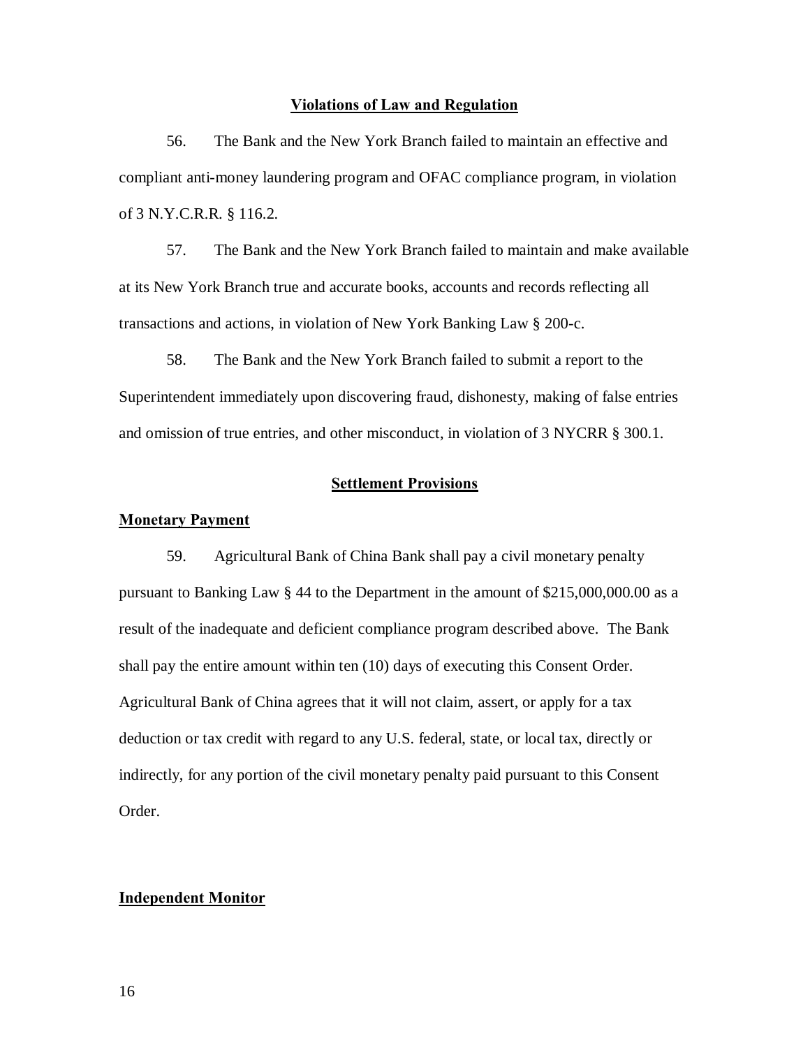## Violations of Law and Regulation

56. The Bank and the New York Branch failed to maintain an effective and compliant anti-money laundering program and OFAC compliance program, in violation of 3 N.Y.C.R.R. § 116.2.

57. The Bank and the New York Branch failed to maintain and make available at its New York Branch true and accurate books, accounts and records reflecting all transactions and actions, in violation of New York Banking Law § 200-c.

58. The Bank and the New York Branch failed to submit a report to the Superintendent immediately upon discovering fraud, dishonesty, making of false entries and omission of true entries, and other misconduct, in violation of 3 NYCRR § 300.1.

## Settlement Provisions

### Monetary Payment

59. Agricultural Bank of China Bank shall pay a civil monetary penalty pursuant to Banking Law § 44 to the Department in the amount of $215,000,000.00 as a result of the inadequate and deficient compliance program described above. The Bank shall pay the entire amount within ten (10) days of executing this Consent Order. Agricultural Bank of China agrees that it will not claim, assert, or apply for a tax deduction or tax credit with regard to any U.S. federal, state, or local tax, directly or indirectly, for any portion of the civil monetary penalty paid pursuant to this Consent Order.

### Independent Monitor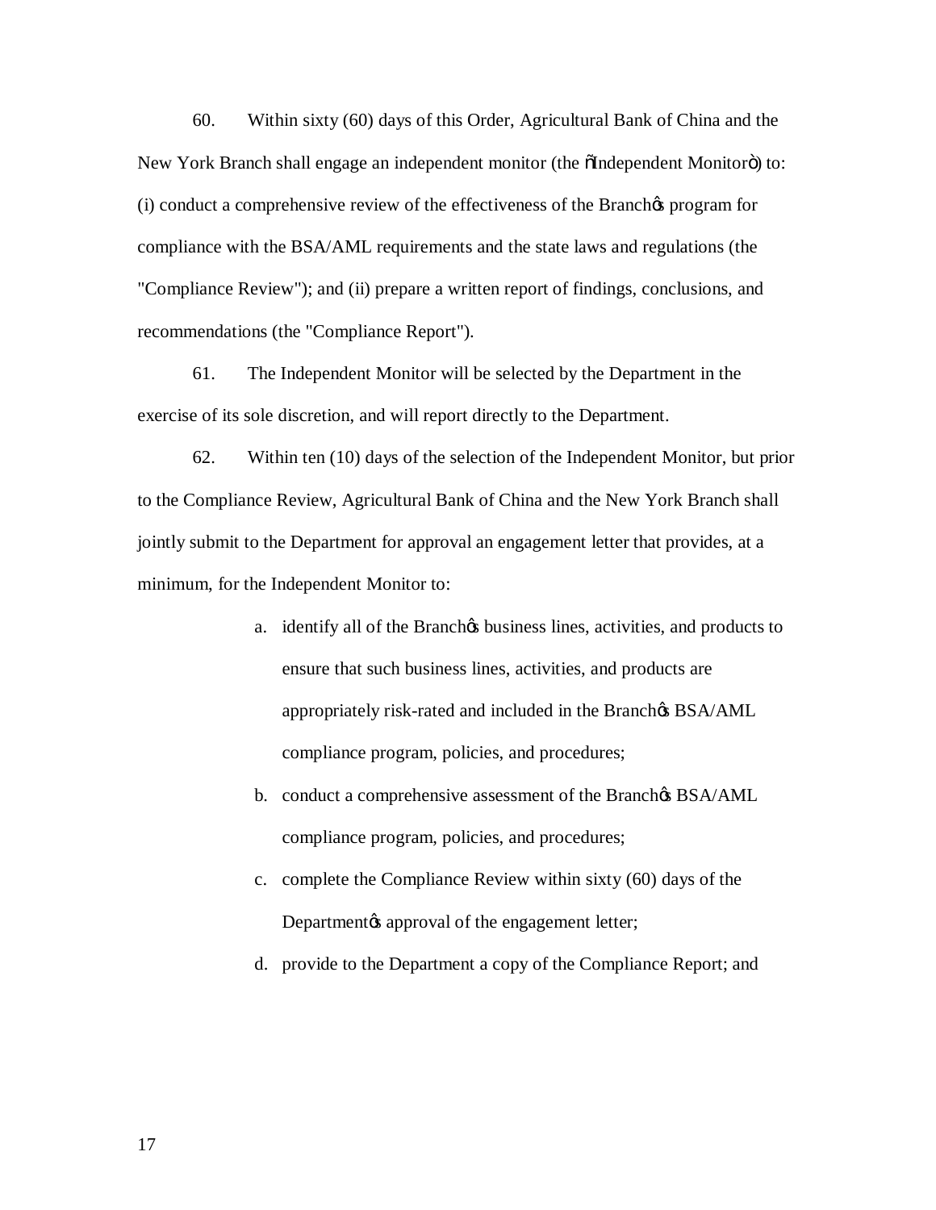60. Within sixty (60) days of this Order, Agricultural Bank of China and the New York Branch shall engage an independent monitor (the "Independent Monitor") to: (i) conduct a comprehensive review of the effectiveness of the Branch's program for compliance with the BSA/AML requirements and the state laws and regulations (the "Compliance Review"); and (ii) prepare a written report of findings, conclusions, and recommendations (the "Compliance Report").

61. The Independent Monitor will be selected by the Department in the exercise of its sole discretion, and will report directly to the Department.

62. Within ten (10) days of the selection of the Independent Monitor, but prior to the Compliance Review, Agricultural Bank of China and the New York Branch shall jointly submit to the Department for approval an engagement letter that provides, at a minimum, for the Independent Monitor to:

a. identify all of the Branch's business lines, activities, and products to ensure that such business lines, activities, and products are appropriately risk-rated and included in the Branch's BSA/AML compliance program, policies, and procedures;

b. conduct a comprehensive assessment of the Branch's BSA/AML compliance program, policies, and procedures;

c. complete the Compliance Review within sixty (60) days of the Department's approval of the engagement letter;

d. provide to the Department a copy of the Compliance Report; and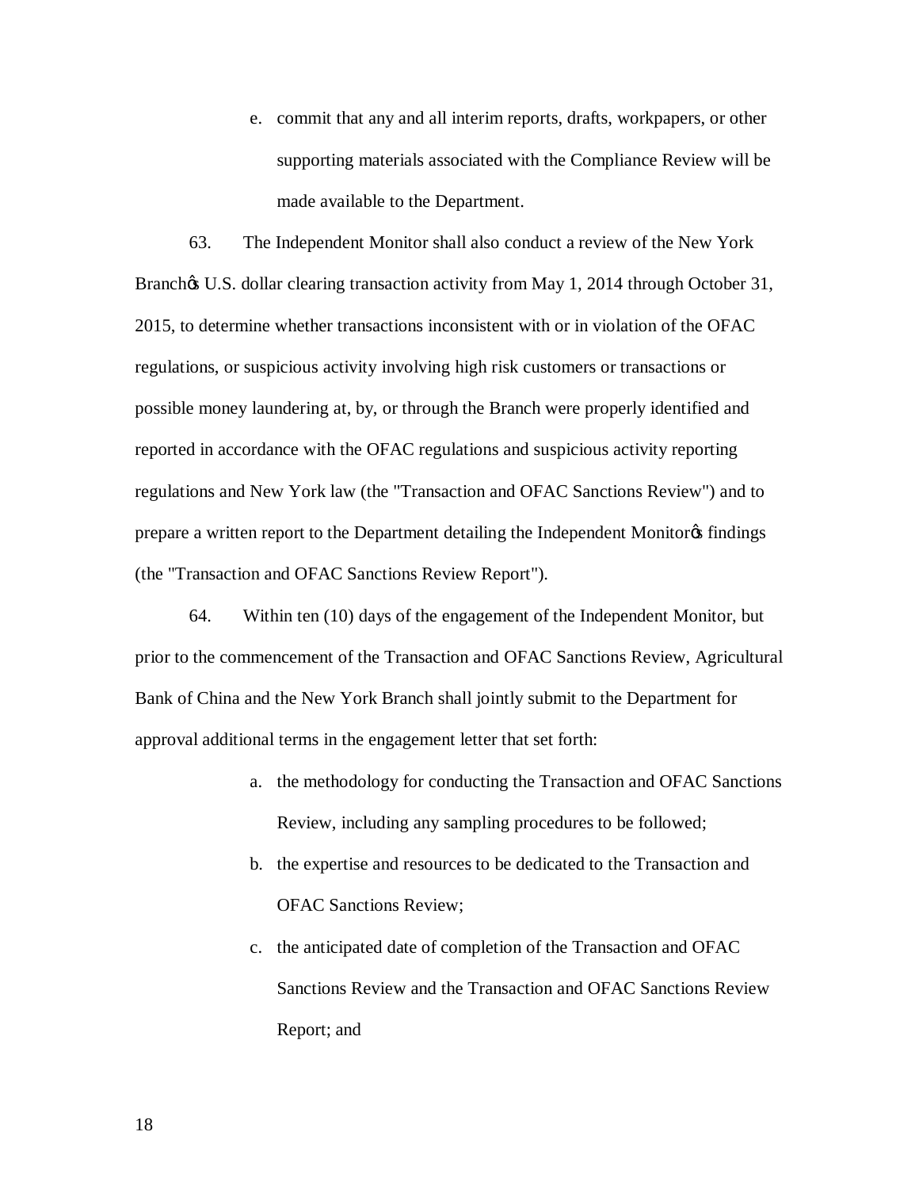e. commit that any and all interim reports, drafts, workpapers, or other supporting materials associated with the Compliance Review will be made available to the Department.

63. The Independent Monitor shall also conduct a review of the New York Branch's U.S. dollar clearing transaction activity from May 1, 2014 through October 31, 2015, to determine whether transactions inconsistent with or in violation of the OFAC regulations, or suspicious activity involving high risk customers or transactions or possible money laundering at, by, or through the Branch were properly identified and reported in accordance with the OFAC regulations and suspicious activity reporting regulations and New York law (the "Transaction and OFAC Sanctions Review") and to prepare a written report to the Department detailing the Independent Monitor's findings (the "Transaction and OFAC Sanctions Review Report").

64. Within ten (10) days of the engagement of the Independent Monitor, but prior to the commencement of the Transaction and OFAC Sanctions Review, Agricultural Bank of China and the New York Branch shall jointly submit to the Department for approval additional terms in the engagement letter that set forth:

a. the methodology for conducting the Transaction and OFAC Sanctions Review, including any sampling procedures to be followed;

b. the expertise and resources to be dedicated to the Transaction and OFAC Sanctions Review;

c. the anticipated date of completion of the Transaction and OFAC Sanctions Review and the Transaction and OFAC Sanctions Review Report; and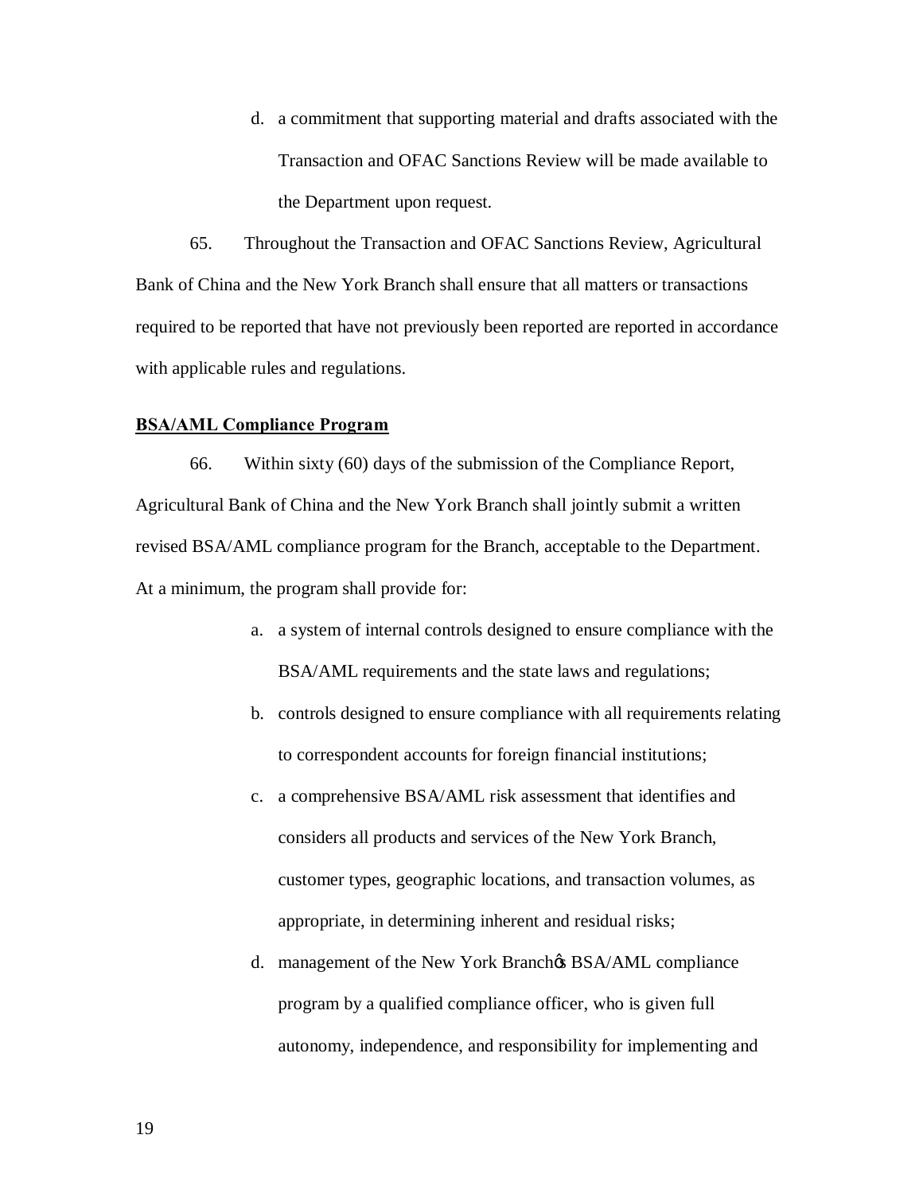d. a commitment that supporting material and drafts associated with the Transaction and OFAC Sanctions Review will be made available to the Department upon request.

65. Throughout the Transaction and OFAC Sanctions Review, Agricultural Bank of China and the New York Branch shall ensure that all matters or transactions required to be reported that have not previously been reported are reported in accordance with applicable rules and regulations.

**BSA/AML Compliance Program**

66. Within sixty (60) days of the submission of the Compliance Report, Agricultural Bank of China and the New York Branch shall jointly submit a written revised BSA/AML compliance program for the Branch, acceptable to the Department. At a minimum, the program shall provide for:

a. a system of internal controls designed to ensure compliance with the BSA/AML requirements and the state laws and regulations;

b. controls designed to ensure compliance with all requirements relating to correspondent accounts for foreign financial institutions;

c. a comprehensive BSA/AML risk assessment that identifies and considers all products and services of the New York Branch, customer types, geographic locations, and transaction volumes, as appropriate, in determining inherent and residual risks;

d. management of the New York Branch's BSA/AML compliance program by a qualified compliance officer, who is given full autonomy, independence, and responsibility for implementing and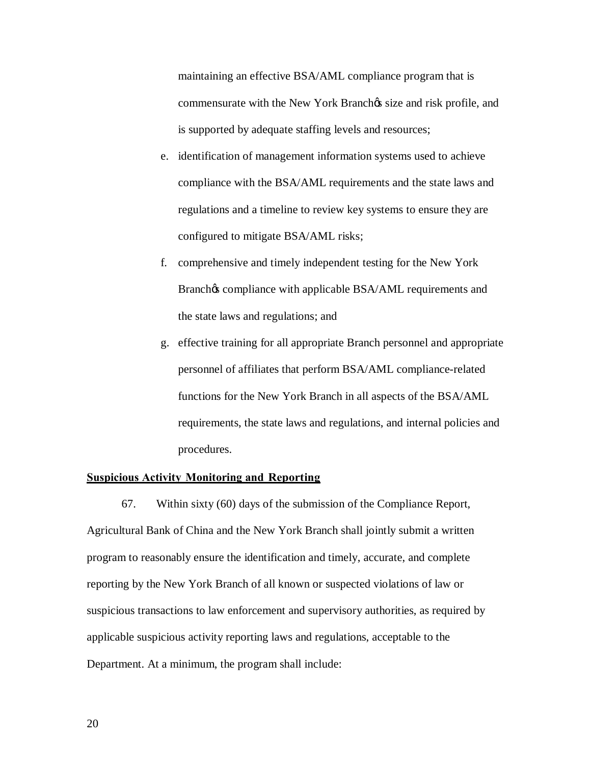maintaining an effective BSA/AML compliance program that is commensurate with the New York Branch's size and risk profile, and is supported by adequate staffing levels and resources;

e. identification of management information systems used to achieve compliance with the BSA/AML requirements and the state laws and regulations and a timeline to review key systems to ensure they are configured to mitigate BSA/AML risks;

f. comprehensive and timely independent testing for the New York Branch's compliance with applicable BSA/AML requirements and the state laws and regulations; and

g. effective training for all appropriate Branch personnel and appropriate personnel of affiliates that perform BSA/AML compliance-related functions for the New York Branch in all aspects of the BSA/AML requirements, the state laws and regulations, and internal policies and procedures.

**Suspicious Activity Monitoring and Reporting**

67. Within sixty (60) days of the submission of the Compliance Report, Agricultural Bank of China and the New York Branch shall jointly submit a written program to reasonably ensure the identification and timely, accurate, and complete reporting by the New York Branch of all known or suspected violations of law or suspicious transactions to law enforcement and supervisory authorities, as required by applicable suspicious activity reporting laws and regulations, acceptable to the Department. At a minimum, the program shall include: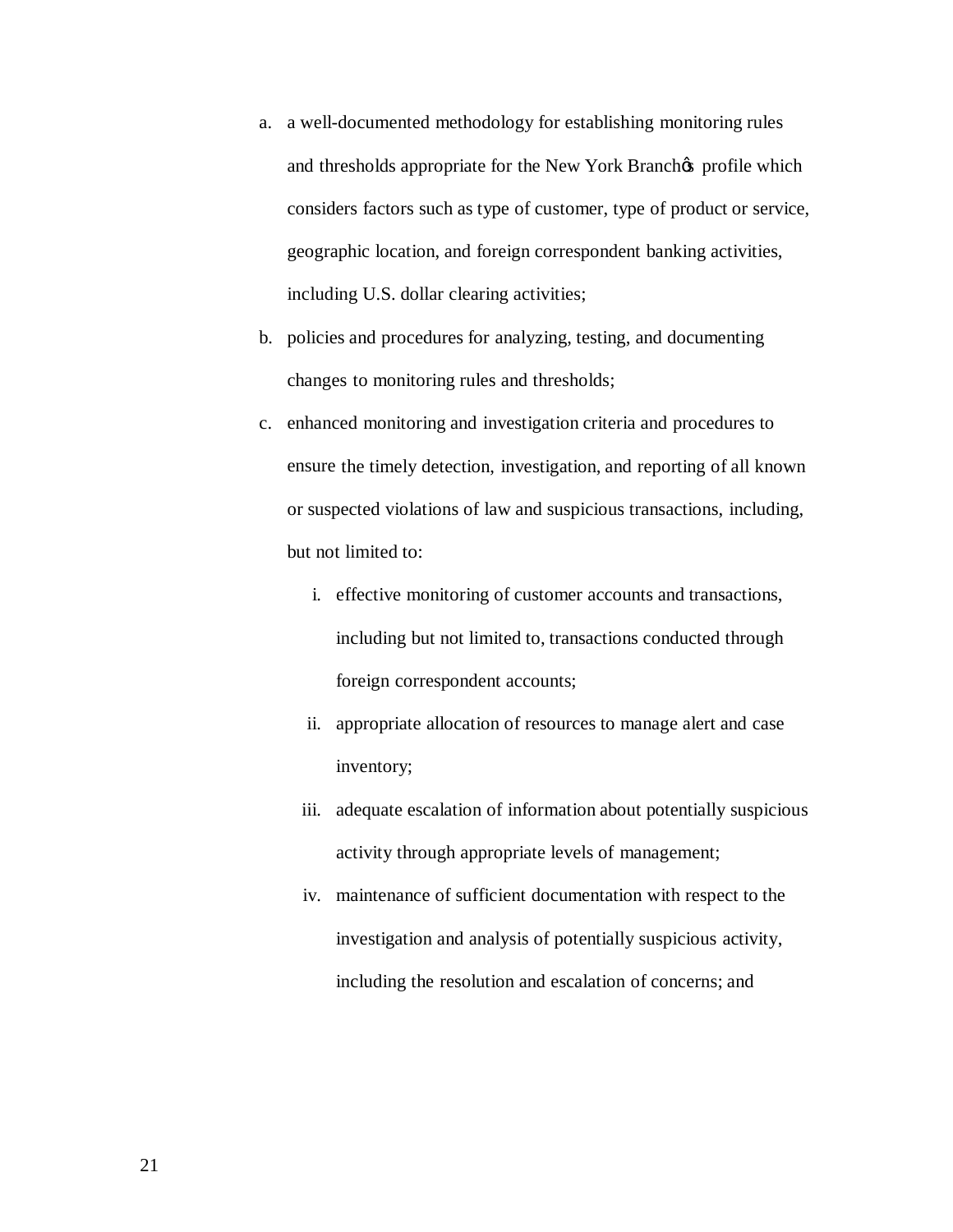a. a well-documented methodology for establishing monitoring rules and thresholds appropriate for the New York Branch's profile which considers factors such as type of customer, type of product or service, geographic location, and foreign correspondent banking activities, including U.S. dollar clearing activities;

b. policies and procedures for analyzing, testing, and documenting changes to monitoring rules and thresholds;

c. enhanced monitoring and investigation criteria and procedures to ensure the timely detection, investigation, and reporting of all known or suspected violations of law and suspicious transactions, including, but not limited to:

   i. effective monitoring of customer accounts and transactions, including but not limited to, transactions conducted through foreign correspondent accounts;

   ii. appropriate allocation of resources to manage alert and case inventory;

   iii. adequate escalation of information about potentially suspicious activity through appropriate levels of management;

   iv. maintenance of sufficient documentation with respect to the investigation and analysis of potentially suspicious activity, including the resolution and escalation of concerns; and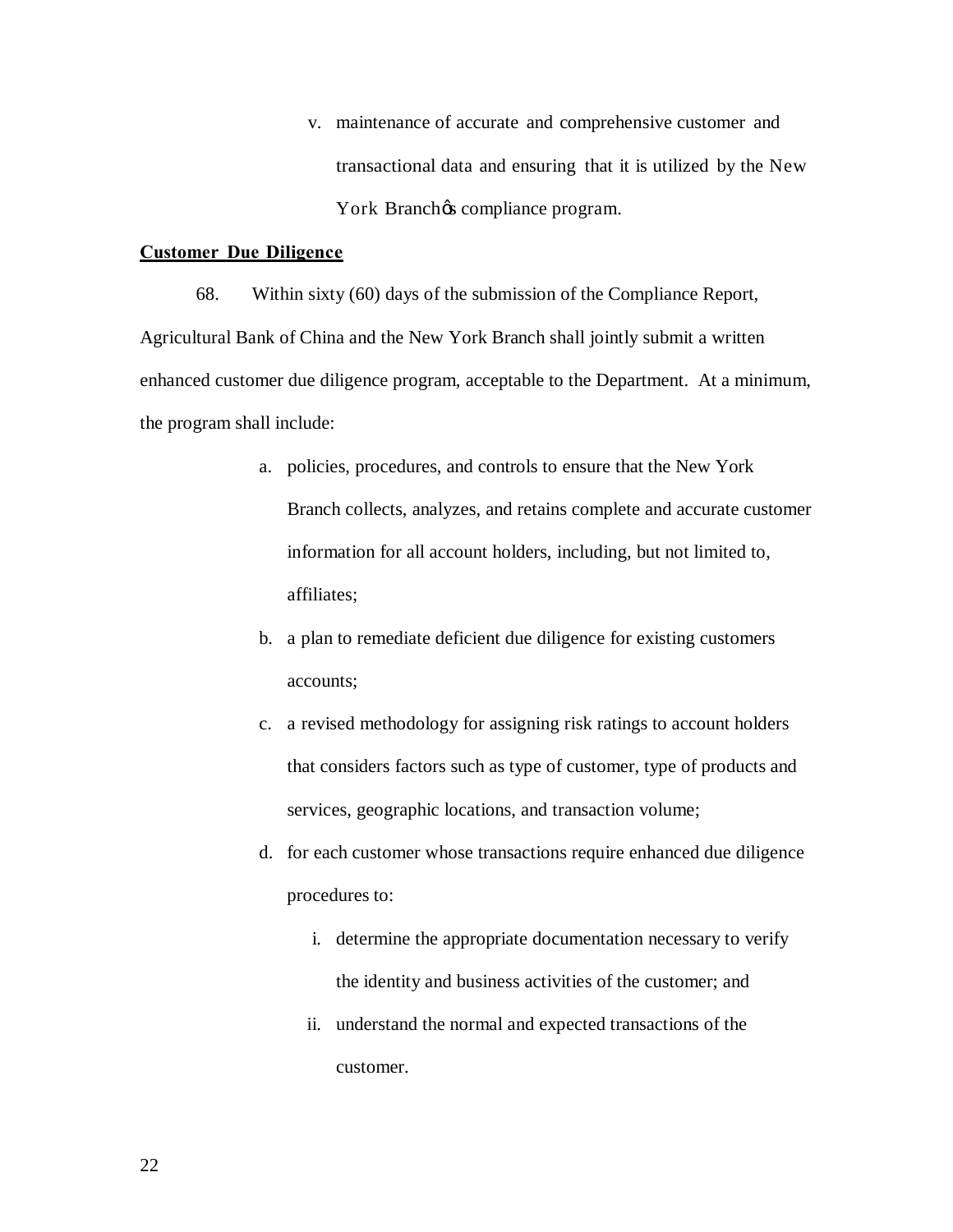v. maintenance of accurate and comprehensive customer and transactional data and ensuring that it is utilized by the New York Branchøs compliance program.

**Customer Due Diligence**

68. Within sixty (60) days of the submission of the Compliance Report, Agricultural Bank of China and the New York Branch shall jointly submit a written enhanced customer due diligence program, acceptable to the Department. At a minimum, the program shall include:

a. policies, procedures, and controls to ensure that the New York Branch collects, analyzes, and retains complete and accurate customer information for all account holders, including, but not limited to, affiliates;

b. a plan to remediate deficient due diligence for existing customers accounts;

c. a revised methodology for assigning risk ratings to account holders that considers factors such as type of customer, type of products and services, geographic locations, and transaction volume;

d. for each customer whose transactions require enhanced due diligence procedures to:

   i. determine the appropriate documentation necessary to verify the identity and business activities of the customer; and

   ii. understand the normal and expected transactions of the customer.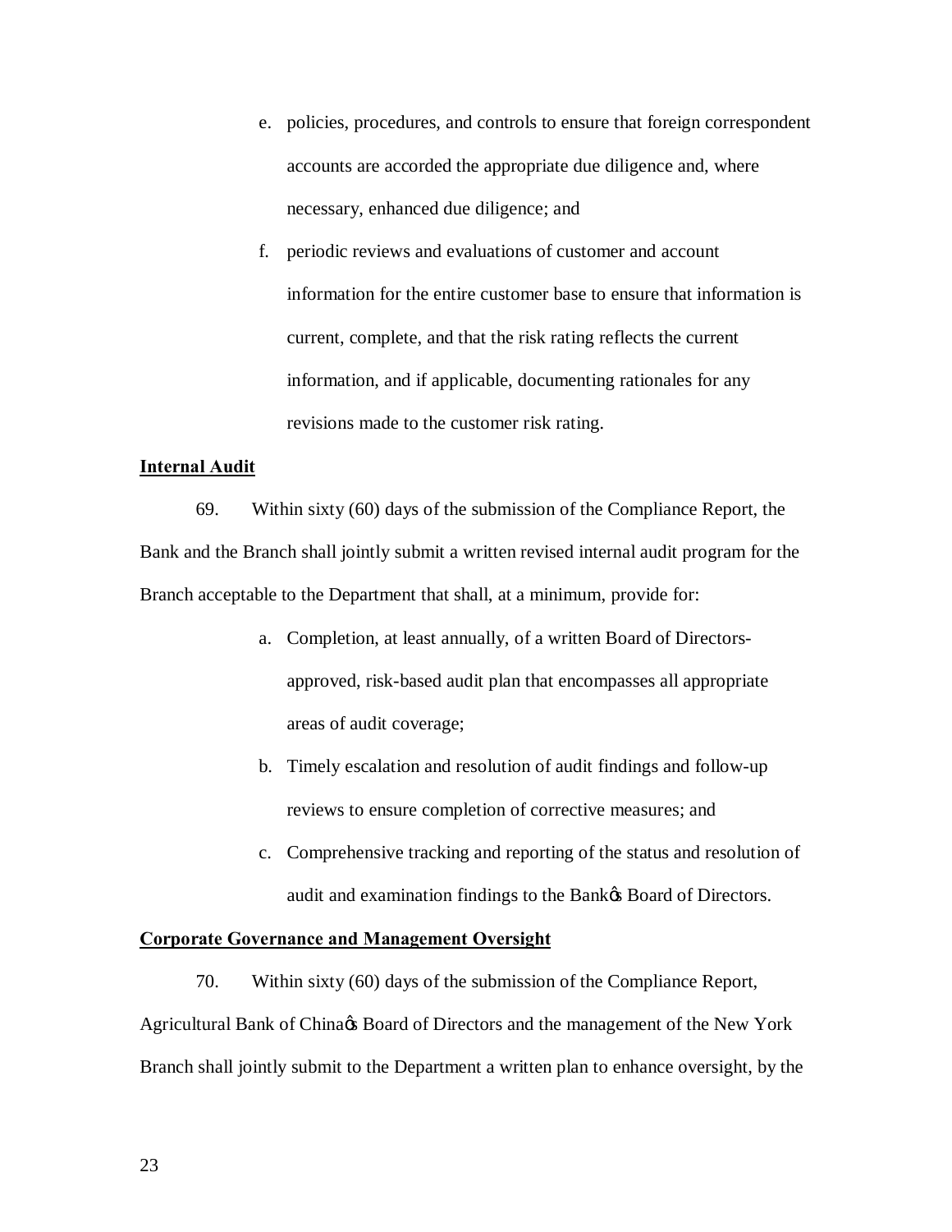e. policies, procedures, and controls to ensure that foreign correspondent accounts are accorded the appropriate due diligence and, where necessary, enhanced due diligence; and

f. periodic reviews and evaluations of customer and account information for the entire customer base to ensure that information is current, complete, and that the risk rating reflects the current information, and if applicable, documenting rationales for any revisions made to the customer risk rating.

**Internal Audit**

69. Within sixty (60) days of the submission of the Compliance Report, the Bank and the Branch shall jointly submit a written revised internal audit program for the Branch acceptable to the Department that shall, at a minimum, provide for:

a. Completion, at least annually, of a written Board of Directors-approved, risk-based audit plan that encompasses all appropriate areas of audit coverage;

b. Timely escalation and resolution of audit findings and follow-up reviews to ensure completion of corrective measures; and

c. Comprehensive tracking and reporting of the status and resolution of audit and examination findings to the Bank's Board of Directors.

**Corporate Governance and Management Oversight**

70. Within sixty (60) days of the submission of the Compliance Report, Agricultural Bank of China's Board of Directors and the management of the New York Branch shall jointly submit to the Department a written plan to enhance oversight, by the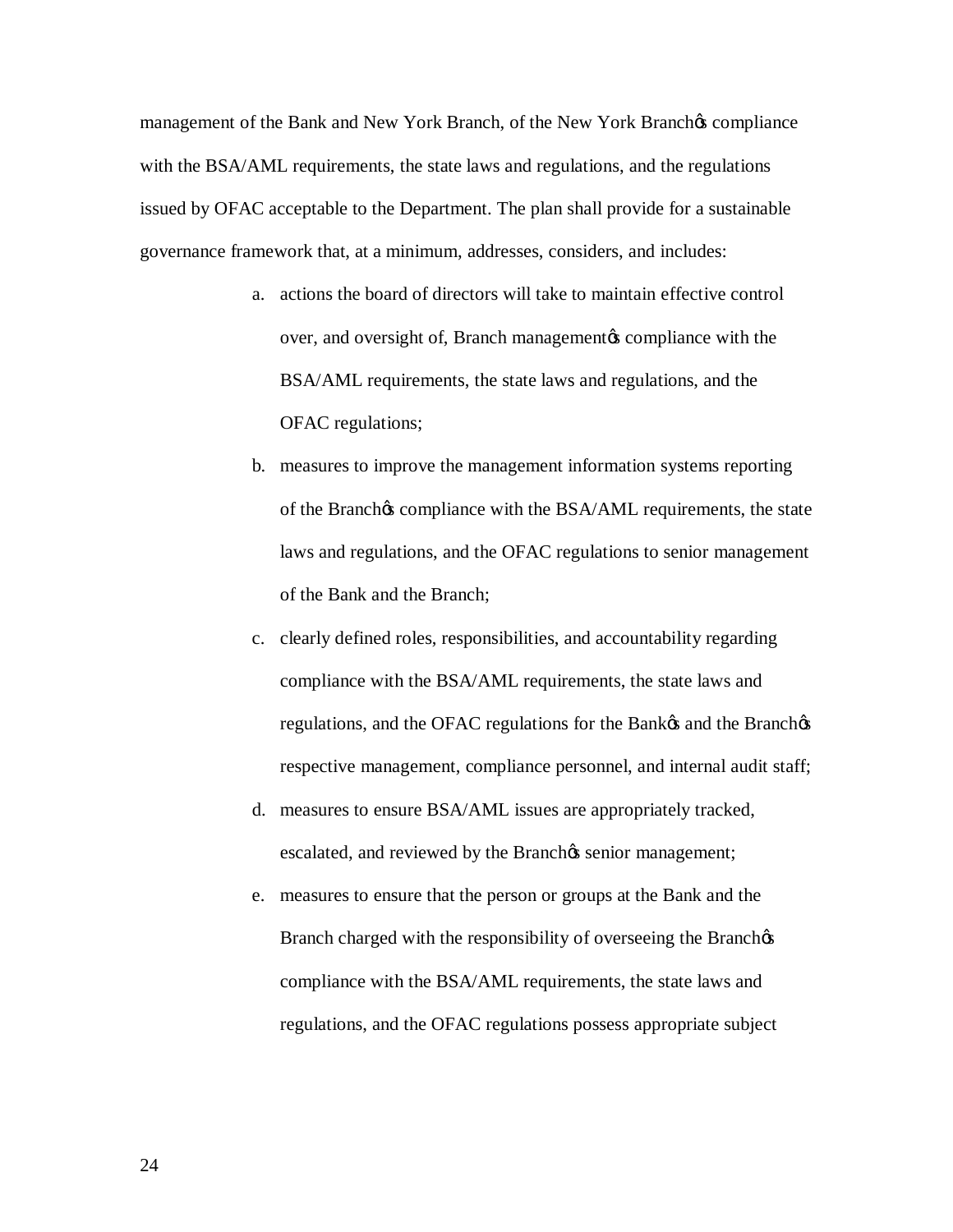management of the Bank and New York Branch, of the New York Branchǿs compliance with the BSA/AML requirements, the state laws and regulations, and the regulations issued by OFAC acceptable to the Department. The plan shall provide for a sustainable governance framework that, at a minimum, addresses, considers, and includes:

a. actions the board of directors will take to maintain effective control over, and oversight of, Branch managementǿs compliance with the BSA/AML requirements, the state laws and regulations, and the OFAC regulations;

b. measures to improve the management information systems reporting of the Branchǿs compliance with the BSA/AML requirements, the state laws and regulations, and the OFAC regulations to senior management of the Bank and the Branch;

c. clearly defined roles, responsibilities, and accountability regarding compliance with the BSA/AML requirements, the state laws and regulations, and the OFAC regulations for the Bankǿs and the Branchǿs respective management, compliance personnel, and internal audit staff;

d. measures to ensure BSA/AML issues are appropriately tracked, escalated, and reviewed by the Branchǿs senior management;

e. measures to ensure that the person or groups at the Bank and the Branch charged with the responsibility of overseeing the Branchǿs compliance with the BSA/AML requirements, the state laws and regulations, and the OFAC regulations possess appropriate subject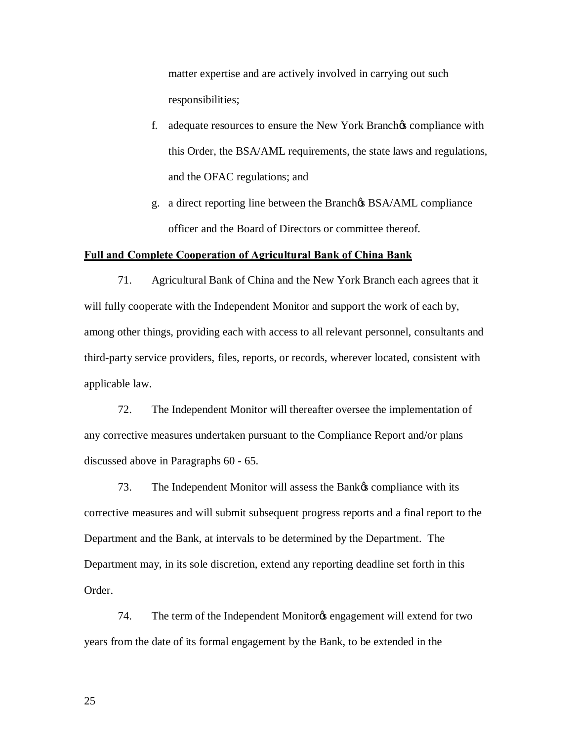matter expertise and are actively involved in carrying out such responsibilities;

f. adequate resources to ensure the New York Branch's compliance with this Order, the BSA/AML requirements, the state laws and regulations, and the OFAC regulations; and

g. a direct reporting line between the Branch's BSA/AML compliance officer and the Board of Directors or committee thereof.

**Full and Complete Cooperation of Agricultural Bank of China Bank**

71. Agricultural Bank of China and the New York Branch each agrees that it will fully cooperate with the Independent Monitor and support the work of each by, among other things, providing each with access to all relevant personnel, consultants and third-party service providers, files, reports, or records, wherever located, consistent with applicable law.

72. The Independent Monitor will thereafter oversee the implementation of any corrective measures undertaken pursuant to the Compliance Report and/or plans discussed above in Paragraphs 60 - 65.

73. The Independent Monitor will assess the Bank's compliance with its corrective measures and will submit subsequent progress reports and a final report to the Department and the Bank, at intervals to be determined by the Department. The Department may, in its sole discretion, extend any reporting deadline set forth in this Order.

74. The term of the Independent Monitor's engagement will extend for two years from the date of its formal engagement by the Bank, to be extended in the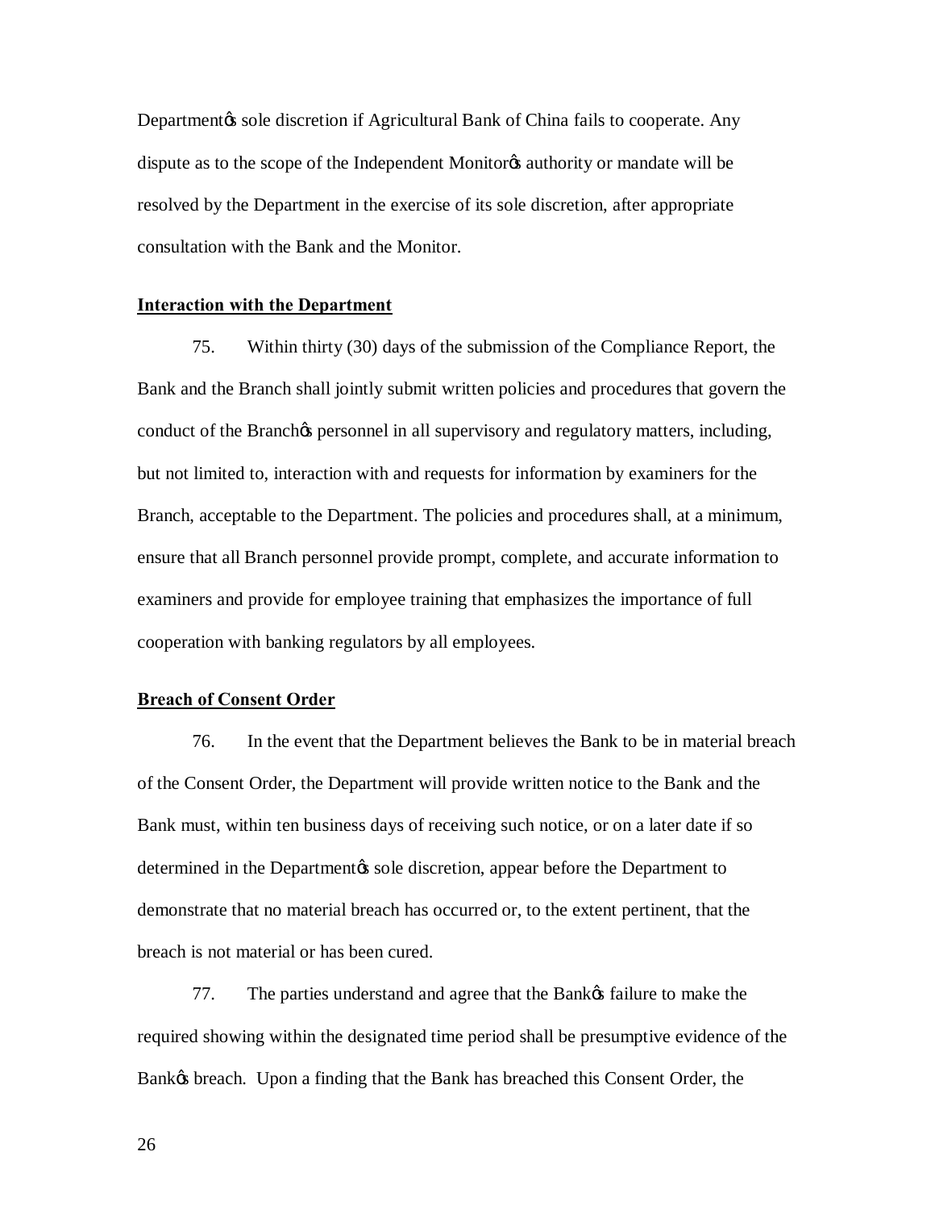Department's sole discretion if Agricultural Bank of China fails to cooperate. Any dispute as to the scope of the Independent Monitor's authority or mandate will be resolved by the Department in the exercise of its sole discretion, after appropriate consultation with the Bank and the Monitor.

**Interaction with the Department**

75. Within thirty (30) days of the submission of the Compliance Report, the Bank and the Branch shall jointly submit written policies and procedures that govern the conduct of the Branch's personnel in all supervisory and regulatory matters, including, but not limited to, interaction with and requests for information by examiners for the Branch, acceptable to the Department. The policies and procedures shall, at a minimum, ensure that all Branch personnel provide prompt, complete, and accurate information to examiners and provide for employee training that emphasizes the importance of full cooperation with banking regulators by all employees.

**Breach of Consent Order**

76. In the event that the Department believes the Bank to be in material breach of the Consent Order, the Department will provide written notice to the Bank and the Bank must, within ten business days of receiving such notice, or on a later date if so determined in the Department's sole discretion, appear before the Department to demonstrate that no material breach has occurred or, to the extent pertinent, that the breach is not material or has been cured.

77. The parties understand and agree that the Bank's failure to make the required showing within the designated time period shall be presumptive evidence of the Bank's breach. Upon a finding that the Bank has breached this Consent Order, the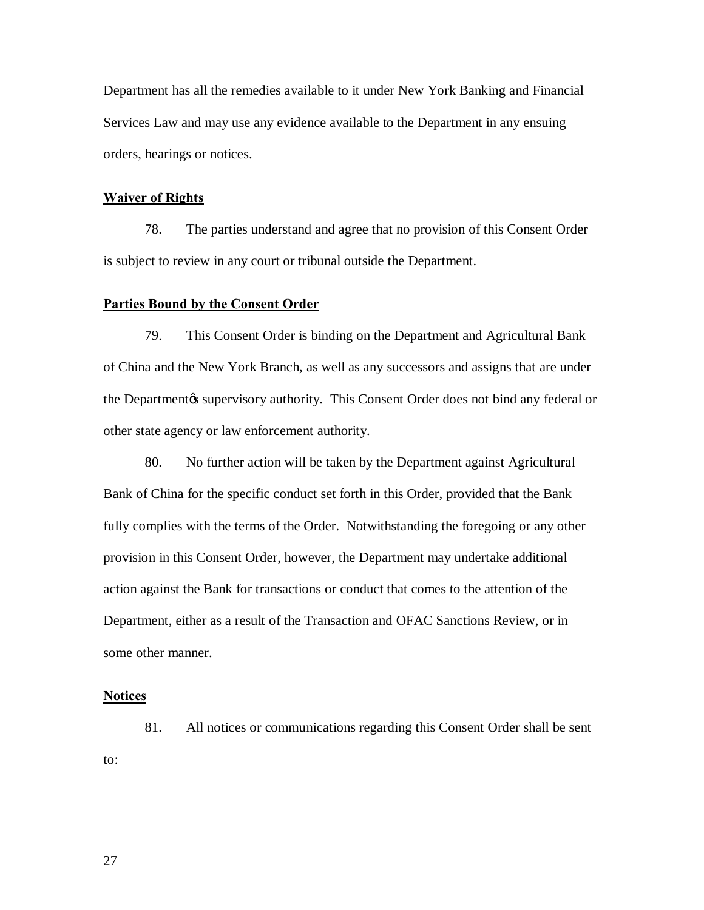Department has all the remedies available to it under New York Banking and Financial Services Law and may use any evidence available to the Department in any ensuing orders, hearings or notices.

**Waiver of Rights**

78. The parties understand and agree that no provision of this Consent Order is subject to review in any court or tribunal outside the Department.

**Parties Bound by the Consent Order**

79. This Consent Order is binding on the Department and Agricultural Bank of China and the New York Branch, as well as any successors and assigns that are under the Department's supervisory authority. This Consent Order does not bind any federal or other state agency or law enforcement authority.

80. No further action will be taken by the Department against Agricultural Bank of China for the specific conduct set forth in this Order, provided that the Bank fully complies with the terms of the Order. Notwithstanding the foregoing or any other provision in this Consent Order, however, the Department may undertake additional action against the Bank for transactions or conduct that comes to the attention of the Department, either as a result of the Transaction and OFAC Sanctions Review, or in some other manner.

**Notices**

81. All notices or communications regarding this Consent Order shall be sent to: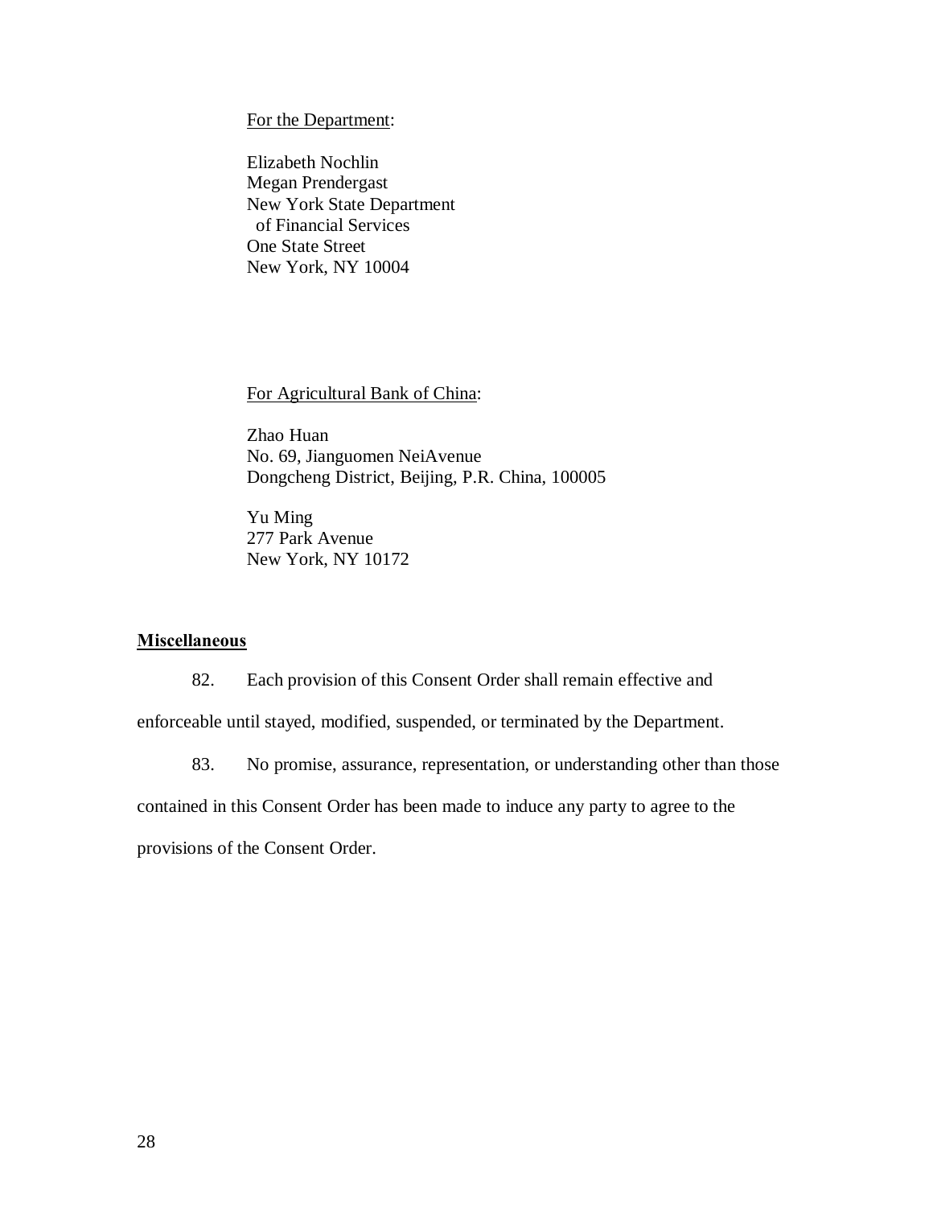For the Department:

Elizabeth Nochlin
Megan Prendergast
New York State Department
of Financial Services
One State Street
New York, NY 10004

For Agricultural Bank of China:

Zhao Huan
No. 69, Jianguomen NeiAvenue
Dongcheng District, Beijing, P.R. China, 100005

Yu Ming
277 Park Avenue
New York, NY 10172

**Miscellaneous**

82. Each provision of this Consent Order shall remain effective and enforceable until stayed, modified, suspended, or terminated by the Department.

83. No promise, assurance, representation, or understanding other than those contained in this Consent Order has been made to induce any party to agree to the provisions of the Consent Order.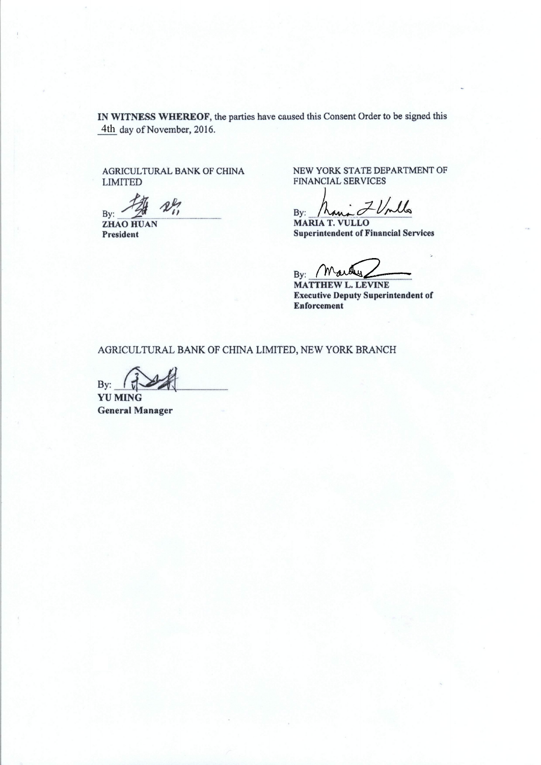**IN WITNESS WHEREOF**, the parties have caused this Consent Order to be signed this 4th day of November, 2016.

AGRICULTURAL BANK OF CHINA LIMITED

By: ______________________
**ZHAO HUAN**
**President**

NEW YORK STATE DEPARTMENT OF FINANCIAL SERVICES

By: ______________________
**MARIA T. VULLO**
**Superintendent of Financial Services**

By: ______________________
**MATTHEW L. LEVINE**
**Executive Deputy Superintendent of Enforcement**

AGRICULTURAL BANK OF CHINA LIMITED, NEW YORK BRANCH

By: ______________________
**YU MING**
**General Manager**